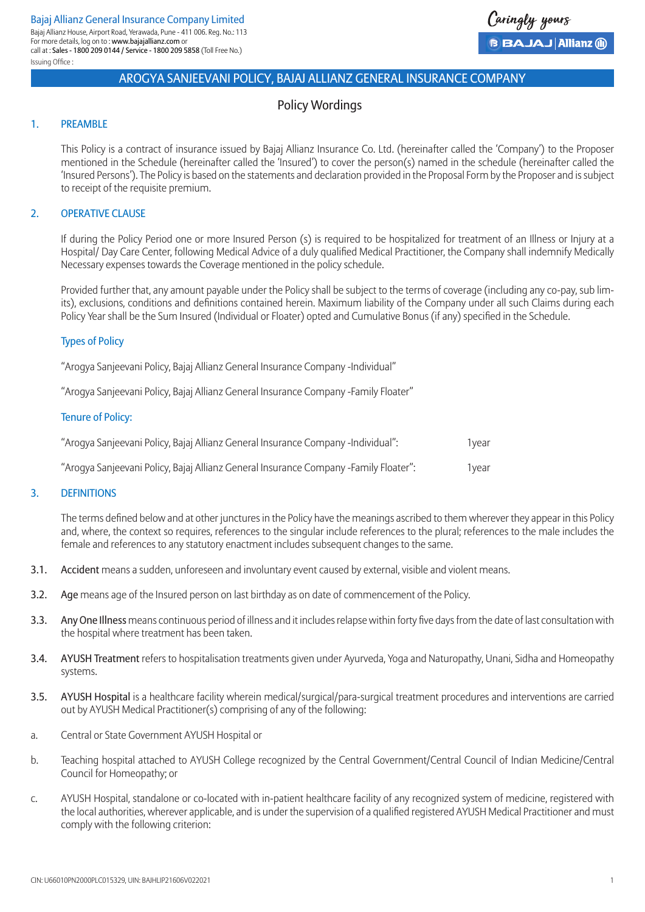Bajaj Allianz General Insurance Company Limited
Bajaj Allianz House, Airport Road, Yerawada, Pune - 411 006. Reg. No.: 113
For more details, log on to : www.bajajallianz.com or
call at : Sales - 1800 209 0144 / Service - 1800 209 5858 (Toll Free No.)
Issuing Office :

Caringly yours

# AROGYA SANJEEVANI POLICY, BAJAJ ALLIANZ GENERAL INSURANCE COMPANY

## Policy Wordings

## 1. PREAMBLE

This Policy is a contract of insurance issued by Bajaj Allianz Insurance Co. Ltd. (hereinafter called the 'Company') to the Proposer mentioned in the Schedule (hereinafter called the 'Insured') to cover the person(s) named in the schedule (hereinafter called the 'Insured Persons'). The Policy is based on the statements and declaration provided in the Proposal Form by the Proposer and is subject to receipt of the requisite premium.

## 2. OPERATIVE CLAUSE

If during the Policy Period one or more Insured Person (s) is required to be hospitalized for treatment of an Illness or Injury at a Hospital/ Day Care Center, following Medical Advice of a duly qualified Medical Practitioner, the Company shall indemnify Medically Necessary expenses towards the Coverage mentioned in the policy schedule.

Provided further that, any amount payable under the Policy shall be subject to the terms of coverage (including any co-pay, sub limits), exclusions, conditions and definitions contained herein. Maximum liability of the Company under all such Claims during each Policy Year shall be the Sum Insured (Individual or Floater) opted and Cumulative Bonus (if any) specified in the Schedule.

### Types of Policy

"Arogya Sanjeevani Policy, Bajaj Allianz General Insurance Company -Individual"

"Arogya Sanjeevani Policy, Bajaj Allianz General Insurance Company -Family Floater"

### Tenure of Policy:

"Arogya Sanjeevani Policy, Bajaj Allianz General Insurance Company -Individual": 1year

"Arogya Sanjeevani Policy, Bajaj Allianz General Insurance Company -Family Floater": 1year

## 3. DEFINITIONS

The terms defined below and at other junctures in the Policy have the meanings ascribed to them wherever they appear in this Policy and, where, the context so requires, references to the singular include references to the plural; references to the male includes the female and references to any statutory enactment includes subsequent changes to the same.

3.1. **Accident** means a sudden, unforeseen and involuntary event caused by external, visible and violent means.

3.2. **Age** means age of the Insured person on last birthday as on date of commencement of the Policy.

3.3. **Any One Illness** means continuous period of illness and it includes relapse within forty five days from the date of last consultation with the hospital where treatment has been taken.

3.4. **AYUSH Treatment** refers to hospitalisation treatments given under Ayurveda, Yoga and Naturopathy, Unani, Sidha and Homeopathy systems.

3.5. **AYUSH Hospital** is a healthcare facility wherein medical/surgical/para-surgical treatment procedures and interventions are carried out by AYUSH Medical Practitioner(s) comprising of any of the following:

a. Central or State Government AYUSH Hospital or

b. Teaching hospital attached to AYUSH College recognized by the Central Government/Central Council of Indian Medicine/Central Council for Homeopathy; or

c. AYUSH Hospital, standalone or co-located with in-patient healthcare facility of any recognized system of medicine, registered with the local authorities, wherever applicable, and is under the supervision of a qualified registered AYUSH Medical Practitioner and must comply with the following criterion:

CIN: U66010PN2000PLC015329, UIN: BAJHLIP21606V022021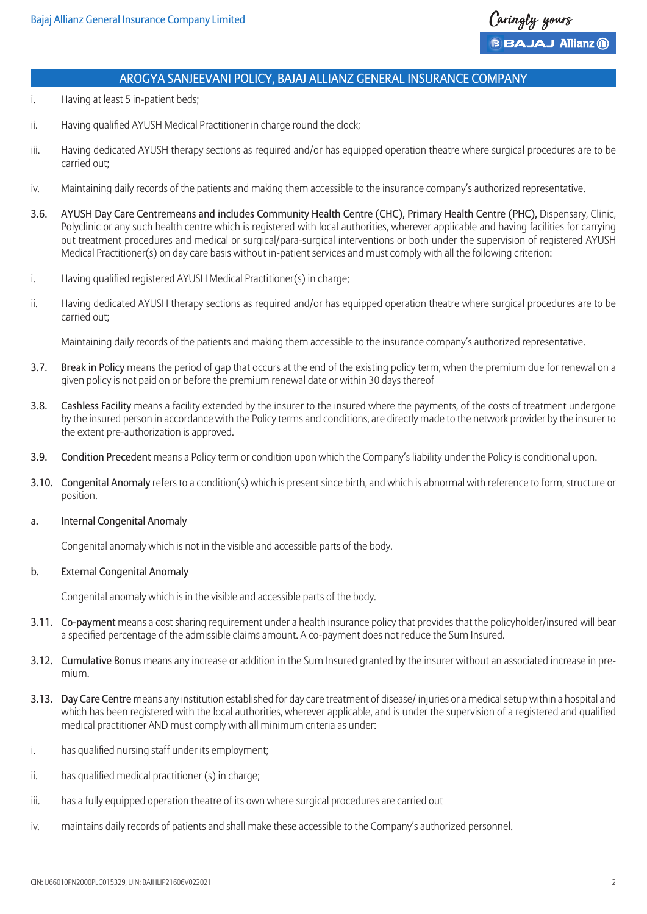i. Having at least 5 in-patient beds;

ii. Having qualified AYUSH Medical Practitioner in charge round the clock;

iii. Having dedicated AYUSH therapy sections as required and/or has equipped operation theatre where surgical procedures are to be carried out;

iv. Maintaining daily records of the patients and making them accessible to the insurance company's authorized representative.

3.6. **AYUSH Day Care Centremeans and includes Community Health Centre (CHC), Primary Health Centre (PHC),** Dispensary, Clinic, Polyclinic or any such health centre which is registered with local authorities, wherever applicable and having facilities for carrying out treatment procedures and medical or surgical/para-surgical interventions or both under the supervision of registered AYUSH Medical Practitioner(s) on day care basis without in-patient services and must comply with all the following criterion:

i. Having qualified registered AYUSH Medical Practitioner(s) in charge;

ii. Having dedicated AYUSH therapy sections as required and/or has equipped operation theatre where surgical procedures are to be carried out;

Maintaining daily records of the patients and making them accessible to the insurance company's authorized representative.

3.7. **Break in Policy** means the period of gap that occurs at the end of the existing policy term, when the premium due for renewal on a given policy is not paid on or before the premium renewal date or within 30 days thereof

3.8. **Cashless Facility** means a facility extended by the insurer to the insured where the payments, of the costs of treatment undergone by the insured person in accordance with the Policy terms and conditions, are directly made to the network provider by the insurer to the extent pre-authorization is approved.

3.9. **Condition Precedent** means a Policy term or condition upon which the Company's liability under the Policy is conditional upon.

3.10. **Congenital Anomaly** refers to a condition(s) which is present since birth, and which is abnormal with reference to form, structure or position.

a. Internal Congenital Anomaly

Congenital anomaly which is not in the visible and accessible parts of the body.

b. External Congenital Anomaly

Congenital anomaly which is in the visible and accessible parts of the body.

3.11. **Co-payment** means a cost sharing requirement under a health insurance policy that provides that the policyholder/insured will bear a specified percentage of the admissible claims amount. A co-payment does not reduce the Sum Insured.

3.12. **Cumulative Bonus** means any increase or addition in the Sum Insured granted by the insurer without an associated increase in premium.

3.13. **Day Care Centre** means any institution established for day care treatment of disease/ injuries or a medical setup within a hospital and which has been registered with the local authorities, wherever applicable, and is under the supervision of a registered and qualified medical practitioner AND must comply with all minimum criteria as under:

i. has qualified nursing staff under its employment;

ii. has qualified medical practitioner (s) in charge;

iii. has a fully equipped operation theatre of its own where surgical procedures are carried out

iv. maintains daily records of patients and shall make these accessible to the Company's authorized personnel.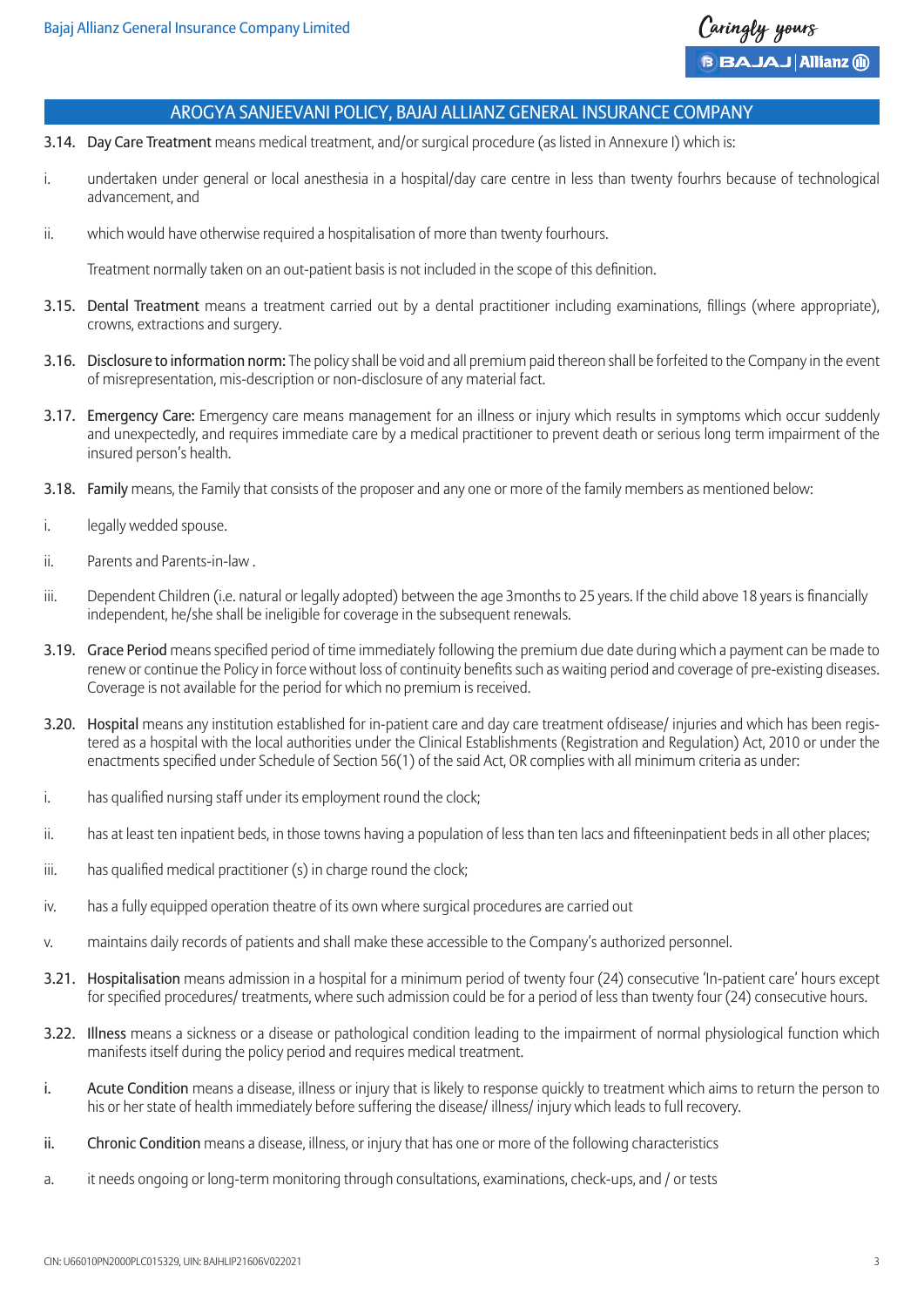## AROGYA SANJEEVANI POLICY, BAJAJ ALLIANZ GENERAL INSURANCE COMPANY

**3.14. Day Care Treatment** means medical treatment, and/or surgical procedure (as listed in Annexure I) which is:

i. undertaken under general or local anesthesia in a hospital/day care centre in less than twenty fourhrs because of technological advancement, and

ii. which would have otherwise required a hospitalisation of more than twenty fourhours.

Treatment normally taken on an out-patient basis is not included in the scope of this definition.

**3.15. Dental Treatment** means a treatment carried out by a dental practitioner including examinations, fillings (where appropriate), crowns, extractions and surgery.

**3.16. Disclosure to information norm:** The policy shall be void and all premium paid thereon shall be forfeited to the Company in the event of misrepresentation, mis-description or non-disclosure of any material fact.

**3.17. Emergency Care:** Emergency care means management for an illness or injury which results in symptoms which occur suddenly and unexpectedly, and requires immediate care by a medical practitioner to prevent death or serious long term impairment of the insured person's health.

**3.18. Family** means, the Family that consists of the proposer and any one or more of the family members as mentioned below:

i. legally wedded spouse.

ii. Parents and Parents-in-law .

iii. Dependent Children (i.e. natural or legally adopted) between the age 3months to 25 years. If the child above 18 years is financially independent, he/she shall be ineligible for coverage in the subsequent renewals.

**3.19. Grace Period** means specified period of time immediately following the premium due date during which a payment can be made to renew or continue the Policy in force without loss of continuity benefits such as waiting period and coverage of pre-existing diseases. Coverage is not available for the period for which no premium is received.

**3.20. Hospital** means any institution established for in-patient care and day care treatment ofdisease/ injuries and which has been registered as a hospital with the local authorities under the Clinical Establishments (Registration and Regulation) Act, 2010 or under the enactments specified under Schedule of Section 56(1) of the said Act, OR complies with all minimum criteria as under:

i. has qualified nursing staff under its employment round the clock;

ii. has at least ten inpatient beds, in those towns having a population of less than ten lacs and fifteeninpatient beds in all other places;

iii. has qualified medical practitioner (s) in charge round the clock;

iv. has a fully equipped operation theatre of its own where surgical procedures are carried out

v. maintains daily records of patients and shall make these accessible to the Company's authorized personnel.

**3.21. Hospitalisation** means admission in a hospital for a minimum period of twenty four (24) consecutive 'In-patient care' hours except for specified procedures/ treatments, where such admission could be for a period of less than twenty four (24) consecutive hours.

**3.22. Illness** means a sickness or a disease or pathological condition leading to the impairment of normal physiological function which manifests itself during the policy period and requires medical treatment.

i. **Acute Condition** means a disease, illness or injury that is likely to response quickly to treatment which aims to return the person to his or her state of health immediately before suffering the disease/ illness/ injury which leads to full recovery.

ii. **Chronic Condition** means a disease, illness, or injury that has one or more of the following characteristics

a. it needs ongoing or long-term monitoring through consultations, examinations, check-ups, and / or tests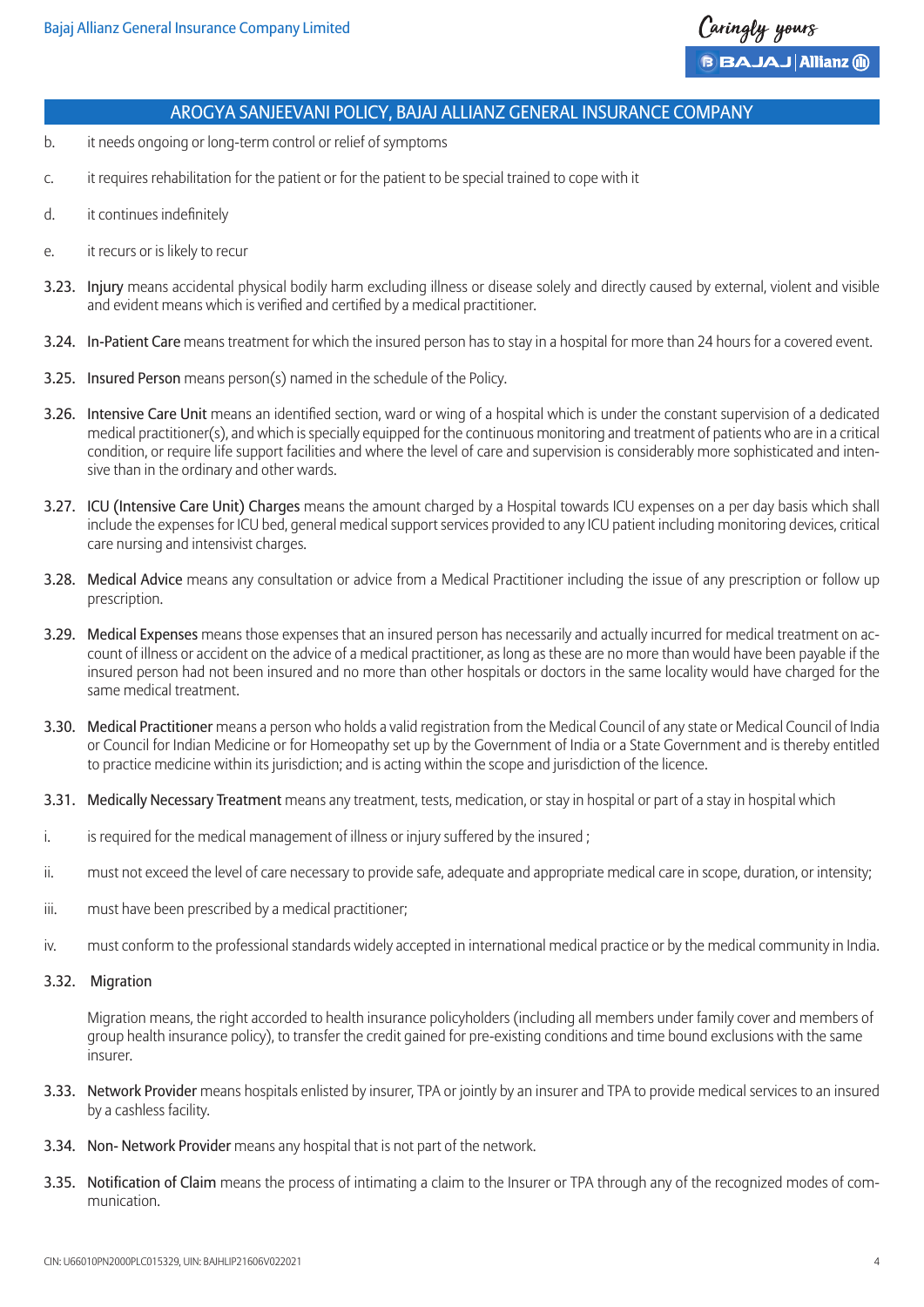b. it needs ongoing or long-term control or relief of symptoms

c. it requires rehabilitation for the patient or for the patient to be special trained to cope with it

d. it continues indefinitely

e. it recurs or is likely to recur

**3.23. Injury** means accidental physical bodily harm excluding illness or disease solely and directly caused by external, violent and visible and evident means which is verified and certified by a medical practitioner.

**3.24. In-Patient Care** means treatment for which the insured person has to stay in a hospital for more than 24 hours for a covered event.

**3.25. Insured Person** means person(s) named in the schedule of the Policy.

**3.26. Intensive Care Unit** means an identified section, ward or wing of a hospital which is under the constant supervision of a dedicated medical practitioner(s), and which is specially equipped for the continuous monitoring and treatment of patients who are in a critical condition, or require life support facilities and where the level of care and supervision is considerably more sophisticated and intensive than in the ordinary and other wards.

**3.27. ICU (Intensive Care Unit) Charges** means the amount charged by a Hospital towards ICU expenses on a per day basis which shall include the expenses for ICU bed, general medical support services provided to any ICU patient including monitoring devices, critical care nursing and intensivist charges.

**3.28. Medical Advice** means any consultation or advice from a Medical Practitioner including the issue of any prescription or follow up prescription.

**3.29. Medical Expenses** means those expenses that an insured person has necessarily and actually incurred for medical treatment on account of illness or accident on the advice of a medical practitioner, as long as these are no more than would have been payable if the insured person had not been insured and no more than other hospitals or doctors in the same locality would have charged for the same medical treatment.

**3.30. Medical Practitioner** means a person who holds a valid registration from the Medical Council of any state or Medical Council of India or Council for Indian Medicine or for Homeopathy set up by the Government of India or a State Government and is thereby entitled to practice medicine within its jurisdiction; and is acting within the scope and jurisdiction of the licence.

**3.31. Medically Necessary Treatment** means any treatment, tests, medication, or stay in hospital or part of a stay in hospital which

i. is required for the medical management of illness or injury suffered by the insured ;

ii. must not exceed the level of care necessary to provide safe, adequate and appropriate medical care in scope, duration, or intensity;

iii. must have been prescribed by a medical practitioner;

iv. must conform to the professional standards widely accepted in international medical practice or by the medical community in India.

**3.32. Migration**

Migration means, the right accorded to health insurance policyholders (including all members under family cover and members of group health insurance policy), to transfer the credit gained for pre-existing conditions and time bound exclusions with the same insurer.

**3.33. Network Provider** means hospitals enlisted by insurer, TPA or jointly by an insurer and TPA to provide medical services to an insured by a cashless facility.

**3.34. Non- Network Provider** means any hospital that is not part of the network.

**3.35. Notification of Claim** means the process of intimating a claim to the Insurer or TPA through any of the recognized modes of communication.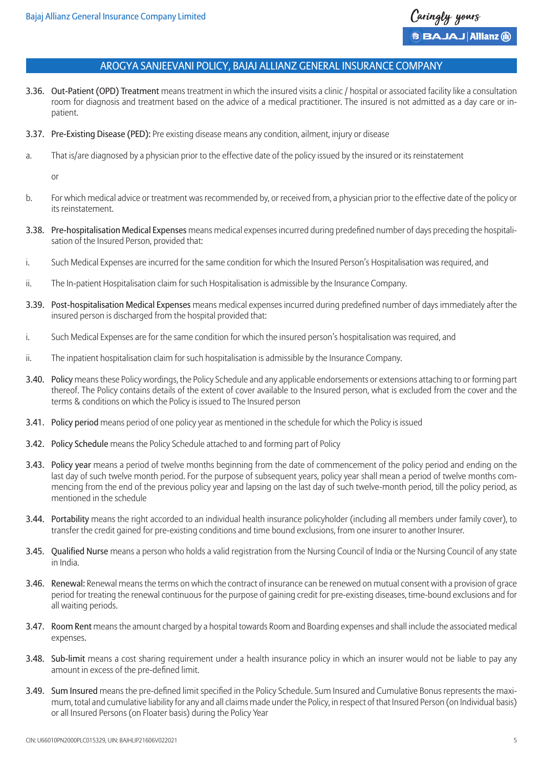## AROGYA SANJEEVANI POLICY, BAJAJ ALLIANZ GENERAL INSURANCE COMPANY

3.36. **Out-Patient (OPD) Treatment** means treatment in which the insured visits a clinic / hospital or associated facility like a consultation room for diagnosis and treatment based on the advice of a medical practitioner. The insured is not admitted as a day care or in-patient.

3.37. **Pre-Existing Disease (PED):** Pre existing disease means any condition, ailment, injury or disease

a. That is/are diagnosed by a physician prior to the effective date of the policy issued by the insured or its reinstatement

or

b. For which medical advice or treatment was recommended by, or received from, a physician prior to the effective date of the policy or its reinstatement.

3.38. **Pre-hospitalisation Medical Expenses** means medical expenses incurred during predefined number of days preceding the hospitalisation of the Insured Person, provided that:

i. Such Medical Expenses are incurred for the same condition for which the Insured Person's Hospitalisation was required, and

ii. The In-patient Hospitalisation claim for such Hospitalisation is admissible by the Insurance Company.

3.39. **Post-hospitalisation Medical Expenses** means medical expenses incurred during predefined number of days immediately after the insured person is discharged from the hospital provided that:

i. Such Medical Expenses are for the same condition for which the insured person's hospitalisation was required, and

ii. The inpatient hospitalisation claim for such hospitalisation is admissible by the Insurance Company.

3.40. **Policy** means these Policy wordings, the Policy Schedule and any applicable endorsements or extensions attaching to or forming part thereof. The Policy contains details of the extent of cover available to the Insured person, what is excluded from the cover and the terms & conditions on which the Policy is issued to The Insured person

3.41. **Policy period** means period of one policy year as mentioned in the schedule for which the Policy is issued

3.42. **Policy Schedule** means the Policy Schedule attached to and forming part of Policy

3.43. **Policy year** means a period of twelve months beginning from the date of commencement of the policy period and ending on the last day of such twelve month period. For the purpose of subsequent years, policy year shall mean a period of twelve months commencing from the end of the previous policy year and lapsing on the last day of such twelve-month period, till the policy period, as mentioned in the schedule

3.44. **Portability** means the right accorded to an individual health insurance policyholder (including all members under family cover), to transfer the credit gained for pre-existing conditions and time bound exclusions, from one insurer to another Insurer.

3.45. **Qualified Nurse** means a person who holds a valid registration from the Nursing Council of India or the Nursing Council of any state in India.

3.46. **Renewal:** Renewal means the terms on which the contract of insurance can be renewed on mutual consent with a provision of grace period for treating the renewal continuous for the purpose of gaining credit for pre-existing diseases, time-bound exclusions and for all waiting periods.

3.47. **Room Rent** means the amount charged by a hospital towards Room and Boarding expenses and shall include the associated medical expenses.

3.48. **Sub-limit** means a cost sharing requirement under a health insurance policy in which an insurer would not be liable to pay any amount in excess of the pre-defined limit.

3.49. **Sum Insured** means the pre-defined limit specified in the Policy Schedule. Sum Insured and Cumulative Bonus represents the maximum, total and cumulative liability for any and all claims made under the Policy, in respect of that Insured Person (on Individual basis) or all Insured Persons (on Floater basis) during the Policy Year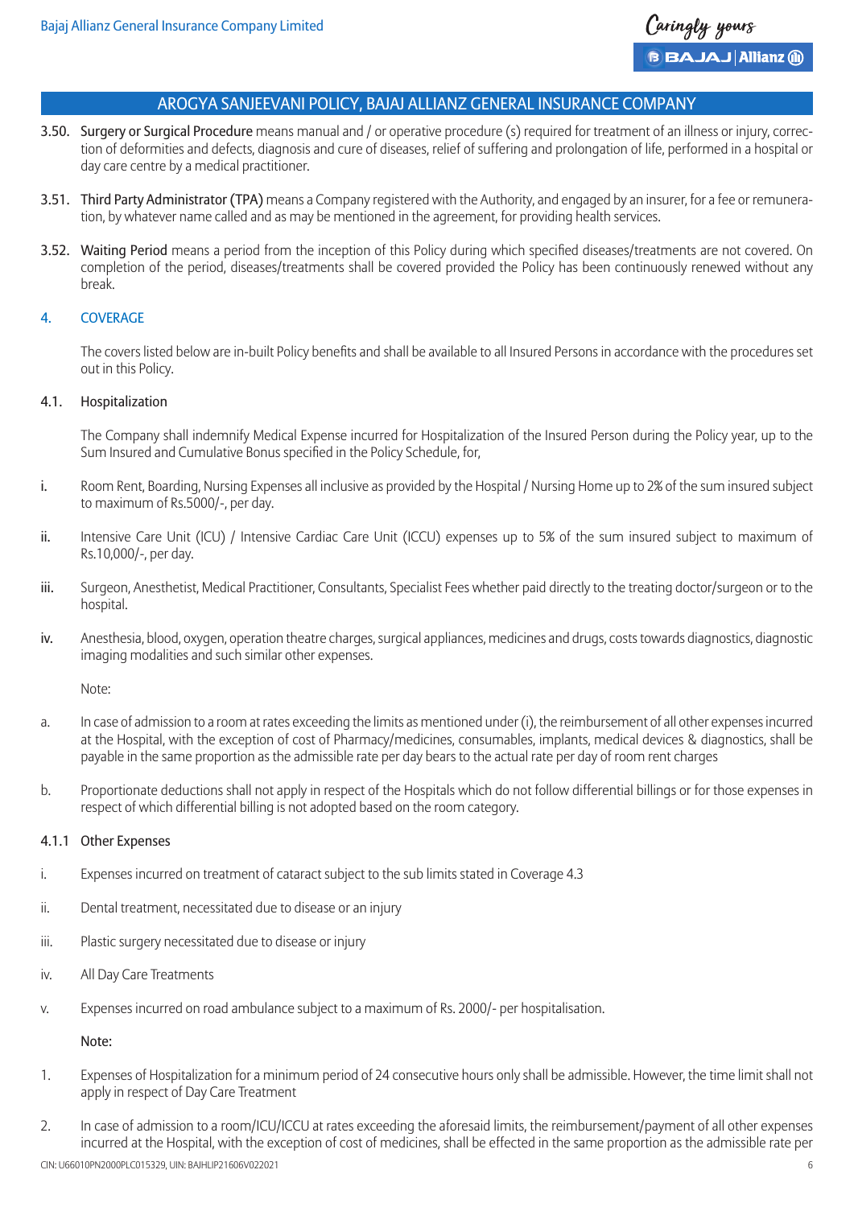**3.50. Surgery or Surgical Procedure** means manual and / or operative procedure (s) required for treatment of an illness or injury, correction of deformities and defects, diagnosis and cure of diseases, relief of suffering and prolongation of life, performed in a hospital or day care centre by a medical practitioner.

**3.51. Third Party Administrator (TPA)** means a Company registered with the Authority, and engaged by an insurer, for a fee or remuneration, by whatever name called and as may be mentioned in the agreement, for providing health services.

**3.52. Waiting Period** means a period from the inception of this Policy during which specified diseases/treatments are not covered. On completion of the period, diseases/treatments shall be covered provided the Policy has been continuously renewed without any break.

## 4. COVERAGE

The covers listed below are in-built Policy benefits and shall be available to all Insured Persons in accordance with the procedures set out in this Policy.

### 4.1. Hospitalization

The Company shall indemnify Medical Expense incurred for Hospitalization of the Insured Person during the Policy year, up to the Sum Insured and Cumulative Bonus specified in the Policy Schedule, for,

i. Room Rent, Boarding, Nursing Expenses all inclusive as provided by the Hospital / Nursing Home up to 2% of the sum insured subject to maximum of Rs.5000/-, per day.

ii. Intensive Care Unit (ICU) / Intensive Cardiac Care Unit (ICCU) expenses up to 5% of the sum insured subject to maximum of Rs.10,000/-, per day.

iii. Surgeon, Anesthetist, Medical Practitioner, Consultants, Specialist Fees whether paid directly to the treating doctor/surgeon or to the hospital.

iv. Anesthesia, blood, oxygen, operation theatre charges, surgical appliances, medicines and drugs, costs towards diagnostics, diagnostic imaging modalities and such similar other expenses.

Note:

a. In case of admission to a room at rates exceeding the limits as mentioned under (i), the reimbursement of all other expenses incurred at the Hospital, with the exception of cost of Pharmacy/medicines, consumables, implants, medical devices & diagnostics, shall be payable in the same proportion as the admissible rate per day bears to the actual rate per day of room rent charges

b. Proportionate deductions shall not apply in respect of the Hospitals which do not follow differential billings or for those expenses in respect of which differential billing is not adopted based on the room category.

### 4.1.1 Other Expenses

i. Expenses incurred on treatment of cataract subject to the sub limits stated in Coverage 4.3

ii. Dental treatment, necessitated due to disease or an injury

iii. Plastic surgery necessitated due to disease or injury

iv. All Day Care Treatments

v. Expenses incurred on road ambulance subject to a maximum of Rs. 2000/- per hospitalisation.

**Note:**

1. Expenses of Hospitalization for a minimum period of 24 consecutive hours only shall be admissible. However, the time limit shall not apply in respect of Day Care Treatment

2. In case of admission to a room/ICU/ICCU at rates exceeding the aforesaid limits, the reimbursement/payment of all other expenses incurred at the Hospital, with the exception of cost of medicines, shall be effected in the same proportion as the admissible rate per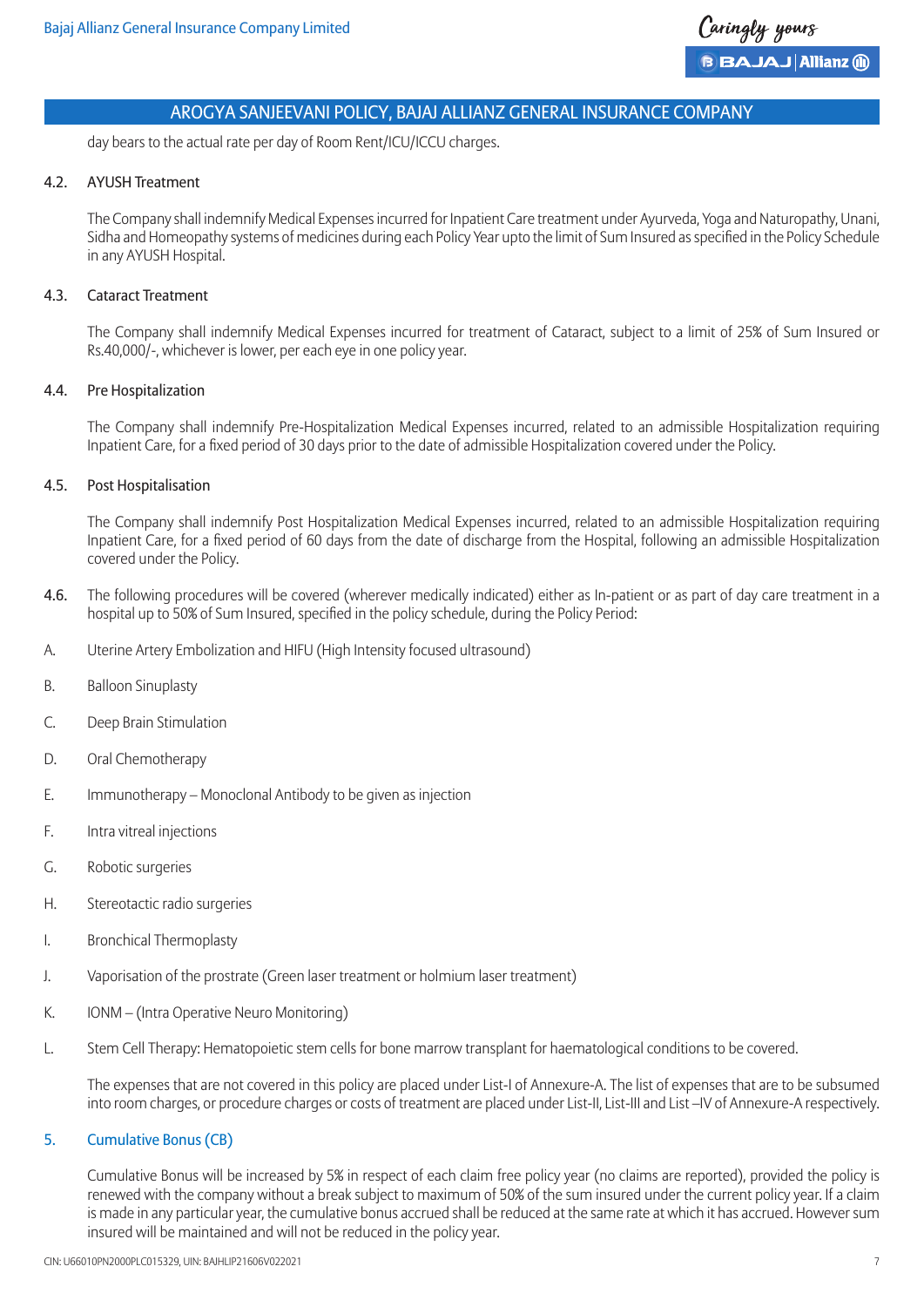day bears to the actual rate per day of Room Rent/ICU/ICCU charges.

### 4.2. AYUSH Treatment

The Company shall indemnify Medical Expenses incurred for Inpatient Care treatment under Ayurveda, Yoga and Naturopathy, Unani, Sidha and Homeopathy systems of medicines during each Policy Year upto the limit of Sum Insured as specified in the Policy Schedule in any AYUSH Hospital.

### 4.3. Cataract Treatment

The Company shall indemnify Medical Expenses incurred for treatment of Cataract, subject to a limit of 25% of Sum Insured or Rs.40,000/-, whichever is lower, per each eye in one policy year.

### 4.4. Pre Hospitalization

The Company shall indemnify Pre-Hospitalization Medical Expenses incurred, related to an admissible Hospitalization requiring Inpatient Care, for a fixed period of 30 days prior to the date of admissible Hospitalization covered under the Policy.

### 4.5. Post Hospitalisation

The Company shall indemnify Post Hospitalization Medical Expenses incurred, related to an admissible Hospitalization requiring Inpatient Care, for a fixed period of 60 days from the date of discharge from the Hospital, following an admissible Hospitalization covered under the Policy.

**4.6.** The following procedures will be covered (wherever medically indicated) either as In-patient or as part of day care treatment in a hospital up to 50% of Sum Insured, specified in the policy schedule, during the Policy Period:

A. Uterine Artery Embolization and HIFU (High Intensity focused ultrasound)

B. Balloon Sinuplasty

C. Deep Brain Stimulation

D. Oral Chemotherapy

E. Immunotherapy – Monoclonal Antibody to be given as injection

F. Intra vitreal injections

G. Robotic surgeries

H. Stereotactic radio surgeries

I. Bronchical Thermoplasty

J. Vaporisation of the prostrate (Green laser treatment or holmium laser treatment)

K. IONM – (Intra Operative Neuro Monitoring)

L. Stem Cell Therapy: Hematopoietic stem cells for bone marrow transplant for haematological conditions to be covered.

The expenses that are not covered in this policy are placed under List-I of Annexure-A. The list of expenses that are to be subsumed into room charges, or procedure charges or costs of treatment are placed under List-II, List-III and List –IV of Annexure-A respectively.

## 5. Cumulative Bonus (CB)

Cumulative Bonus will be increased by 5% in respect of each claim free policy year (no claims are reported), provided the policy is renewed with the company without a break subject to maximum of 50% of the sum insured under the current policy year. If a claim is made in any particular year, the cumulative bonus accrued shall be reduced at the same rate at which it has accrued. However sum insured will be maintained and will not be reduced in the policy year.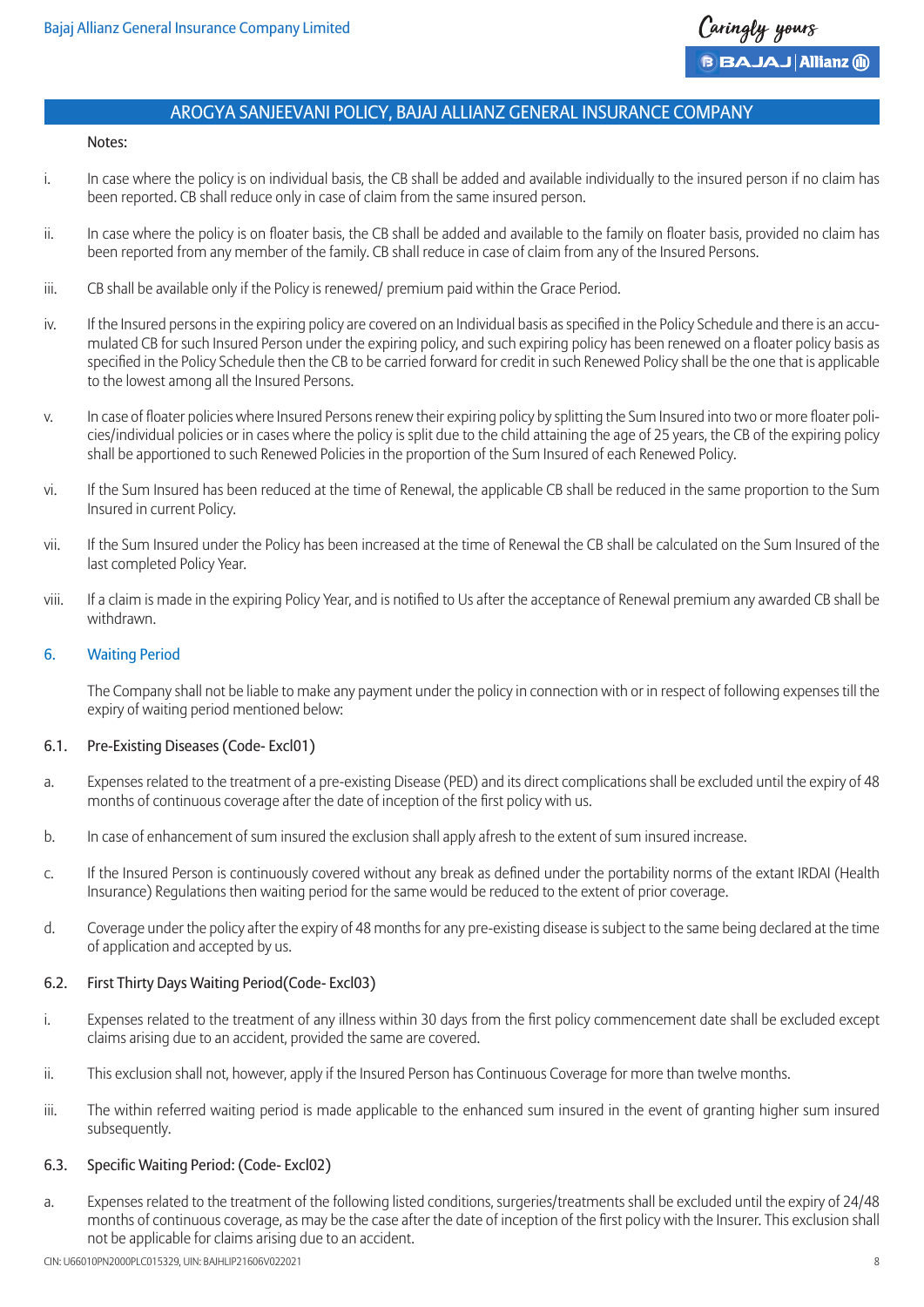Notes:

i. In case where the policy is on individual basis, the CB shall be added and available individually to the insured person if no claim has been reported. CB shall reduce only in case of claim from the same insured person.

ii. In case where the policy is on floater basis, the CB shall be added and available to the family on floater basis, provided no claim has been reported from any member of the family. CB shall reduce in case of claim from any of the Insured Persons.

iii. CB shall be available only if the Policy is renewed/ premium paid within the Grace Period.

iv. If the Insured persons in the expiring policy are covered on an Individual basis as specified in the Policy Schedule and there is an accumulated CB for such Insured Person under the expiring policy, and such expiring policy has been renewed on a floater policy basis as specified in the Policy Schedule then the CB to be carried forward for credit in such Renewed Policy shall be the one that is applicable to the lowest among all the Insured Persons.

v. In case of floater policies where Insured Persons renew their expiring policy by splitting the Sum Insured into two or more floater policies/individual policies or in cases where the policy is split due to the child attaining the age of 25 years, the CB of the expiring policy shall be apportioned to such Renewed Policies in the proportion of the Sum Insured of each Renewed Policy.

vi. If the Sum Insured has been reduced at the time of Renewal, the applicable CB shall be reduced in the same proportion to the Sum Insured in current Policy.

vii. If the Sum Insured under the Policy has been increased at the time of Renewal the CB shall be calculated on the Sum Insured of the last completed Policy Year.

viii. If a claim is made in the expiring Policy Year, and is notified to Us after the acceptance of Renewal premium any awarded CB shall be withdrawn.

## 6. Waiting Period

The Company shall not be liable to make any payment under the policy in connection with or in respect of following expenses till the expiry of waiting period mentioned below:

### 6.1. Pre-Existing Diseases (Code- Excl01)

a. Expenses related to the treatment of a pre-existing Disease (PED) and its direct complications shall be excluded until the expiry of 48 months of continuous coverage after the date of inception of the first policy with us.

b. In case of enhancement of sum insured the exclusion shall apply afresh to the extent of sum insured increase.

c. If the Insured Person is continuously covered without any break as defined under the portability norms of the extant IRDAI (Health Insurance) Regulations then waiting period for the same would be reduced to the extent of prior coverage.

d. Coverage under the policy after the expiry of 48 months for any pre-existing disease is subject to the same being declared at the time of application and accepted by us.

### 6.2. First Thirty Days Waiting Period(Code- Excl03)

i. Expenses related to the treatment of any illness within 30 days from the first policy commencement date shall be excluded except claims arising due to an accident, provided the same are covered.

ii. This exclusion shall not, however, apply if the Insured Person has Continuous Coverage for more than twelve months.

iii. The within referred waiting period is made applicable to the enhanced sum insured in the event of granting higher sum insured subsequently.

### 6.3. Specific Waiting Period: (Code- Excl02)

a. Expenses related to the treatment of the following listed conditions, surgeries/treatments shall be excluded until the expiry of 24/48 months of continuous coverage, as may be the case after the date of inception of the first policy with the Insurer. This exclusion shall not be applicable for claims arising due to an accident.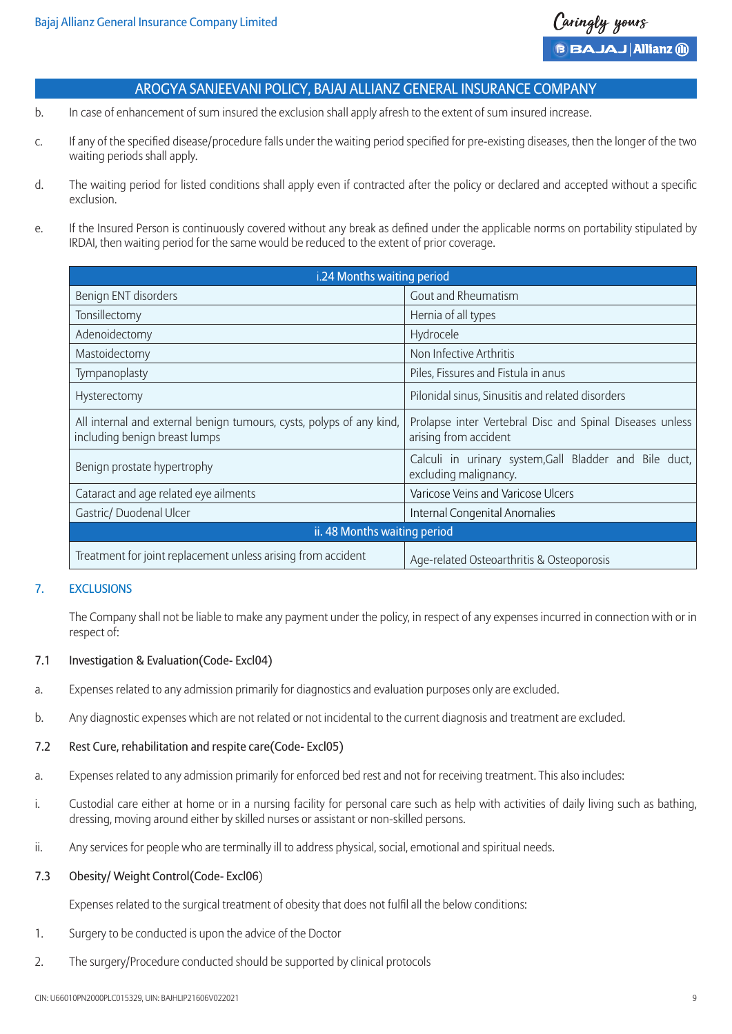b. In case of enhancement of sum insured the exclusion shall apply afresh to the extent of sum insured increase.

c. If any of the specified disease/procedure falls under the waiting period specified for pre-existing diseases, then the longer of the two waiting periods shall apply.

d. The waiting period for listed conditions shall apply even if contracted after the policy or declared and accepted without a specific exclusion.

e. If the Insured Person is continuously covered without any break as defined under the applicable norms on portability stipulated by IRDAI, then waiting period for the same would be reduced to the extent of prior coverage.

| i.24 Months waiting period | |
|---|---|
| Benign ENT disorders | Gout and Rheumatism |
| Tonsillectomy | Hernia of all types |
| Adenoidectomy | Hydrocele |
| Mastoidectomy | Non Infective Arthritis |
| Tympanoplasty | Piles, Fissures and Fistula in anus |
| Hysterectomy | Pilonidal sinus, Sinusitis and related disorders |
| All internal and external benign tumours, cysts, polyps of any kind, including benign breast lumps | Prolapse inter Vertebral Disc and Spinal Diseases unless arising from accident |
| Benign prostate hypertrophy | Calculi in urinary system,Gall Bladder and Bile duct, excluding malignancy. |
| Cataract and age related eye ailments | Varicose Veins and Varicose Ulcers |
| Gastric/ Duodenal Ulcer | Internal Congenital Anomalies |
| **ii. 48 Months waiting period** | |
| Treatment for joint replacement unless arising from accident | Age-related Osteoarthritis & Osteoporosis |

## 7. EXCLUSIONS

The Company shall not be liable to make any payment under the policy, in respect of any expenses incurred in connection with or in respect of:

### 7.1 Investigation & Evaluation(Code- Excl04)

a. Expenses related to any admission primarily for diagnostics and evaluation purposes only are excluded.

b. Any diagnostic expenses which are not related or not incidental to the current diagnosis and treatment are excluded.

### 7.2 Rest Cure, rehabilitation and respite care(Code- Excl05)

a. Expenses related to any admission primarily for enforced bed rest and not for receiving treatment. This also includes:

i. Custodial care either at home or in a nursing facility for personal care such as help with activities of daily living such as bathing, dressing, moving around either by skilled nurses or assistant or non-skilled persons.

ii. Any services for people who are terminally ill to address physical, social, emotional and spiritual needs.

### 7.3 Obesity/ Weight Control(Code- Excl06)

Expenses related to the surgical treatment of obesity that does not fulfil all the below conditions:

1. Surgery to be conducted is upon the advice of the Doctor
2. The surgery/Procedure conducted should be supported by clinical protocols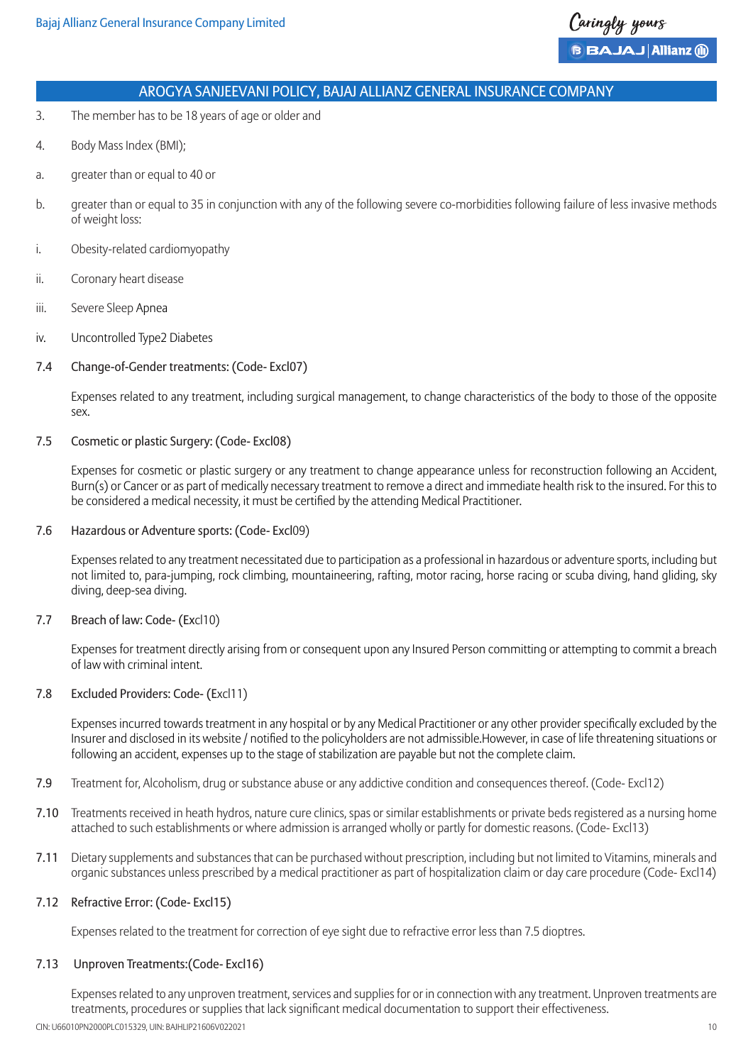## AROGYA SANJEEVANI POLICY, BAJAJ ALLIANZ GENERAL INSURANCE COMPANY

3. The member has to be 18 years of age or older and

4. Body Mass Index (BMI);

a. greater than or equal to 40 or

b. greater than or equal to 35 in conjunction with any of the following severe co-morbidities following failure of less invasive methods of weight loss:

i. Obesity-related cardiomyopathy

ii. Coronary heart disease

iii. Severe Sleep Apnea

iv. Uncontrolled Type2 Diabetes

**7.4 Change-of-Gender treatments: (Code- Excl07)**

Expenses related to any treatment, including surgical management, to change characteristics of the body to those of the opposite sex.

**7.5 Cosmetic or plastic Surgery: (Code- Excl08)**

Expenses for cosmetic or plastic surgery or any treatment to change appearance unless for reconstruction following an Accident, Burn(s) or Cancer or as part of medically necessary treatment to remove a direct and immediate health risk to the insured. For this to be considered a medical necessity, it must be certified by the attending Medical Practitioner.

**7.6 Hazardous or Adventure sports: (Code- Excl09)**

Expenses related to any treatment necessitated due to participation as a professional in hazardous or adventure sports, including but not limited to, para-jumping, rock climbing, mountaineering, rafting, motor racing, horse racing or scuba diving, hand gliding, sky diving, deep-sea diving.

**7.7 Breach of law: Code- (Excl10)**

Expenses for treatment directly arising from or consequent upon any Insured Person committing or attempting to commit a breach of law with criminal intent.

**7.8 Excluded Providers: Code- (Excl11)**

Expenses incurred towards treatment in any hospital or by any Medical Practitioner or any other provider specifically excluded by the Insurer and disclosed in its website / notified to the policyholders are not admissible.However, in case of life threatening situations or following an accident, expenses up to the stage of stabilization are payable but not the complete claim.

7.9 Treatment for, Alcoholism, drug or substance abuse or any addictive condition and consequences thereof. (Code- Excl12)

7.10 Treatments received in heath hydros, nature cure clinics, spas or similar establishments or private beds registered as a nursing home attached to such establishments or where admission is arranged wholly or partly for domestic reasons. (Code- Excl13)

7.11 Dietary supplements and substances that can be purchased without prescription, including but not limited to Vitamins, minerals and organic substances unless prescribed by a medical practitioner as part of hospitalization claim or day care procedure (Code- Excl14)

**7.12 Refractive Error: (Code- Excl15)**

Expenses related to the treatment for correction of eye sight due to refractive error less than 7.5 dioptres.

**7.13 Unproven Treatments:(Code- Excl16)**

Expenses related to any unproven treatment, services and supplies for or in connection with any treatment. Unproven treatments are treatments, procedures or supplies that lack significant medical documentation to support their effectiveness.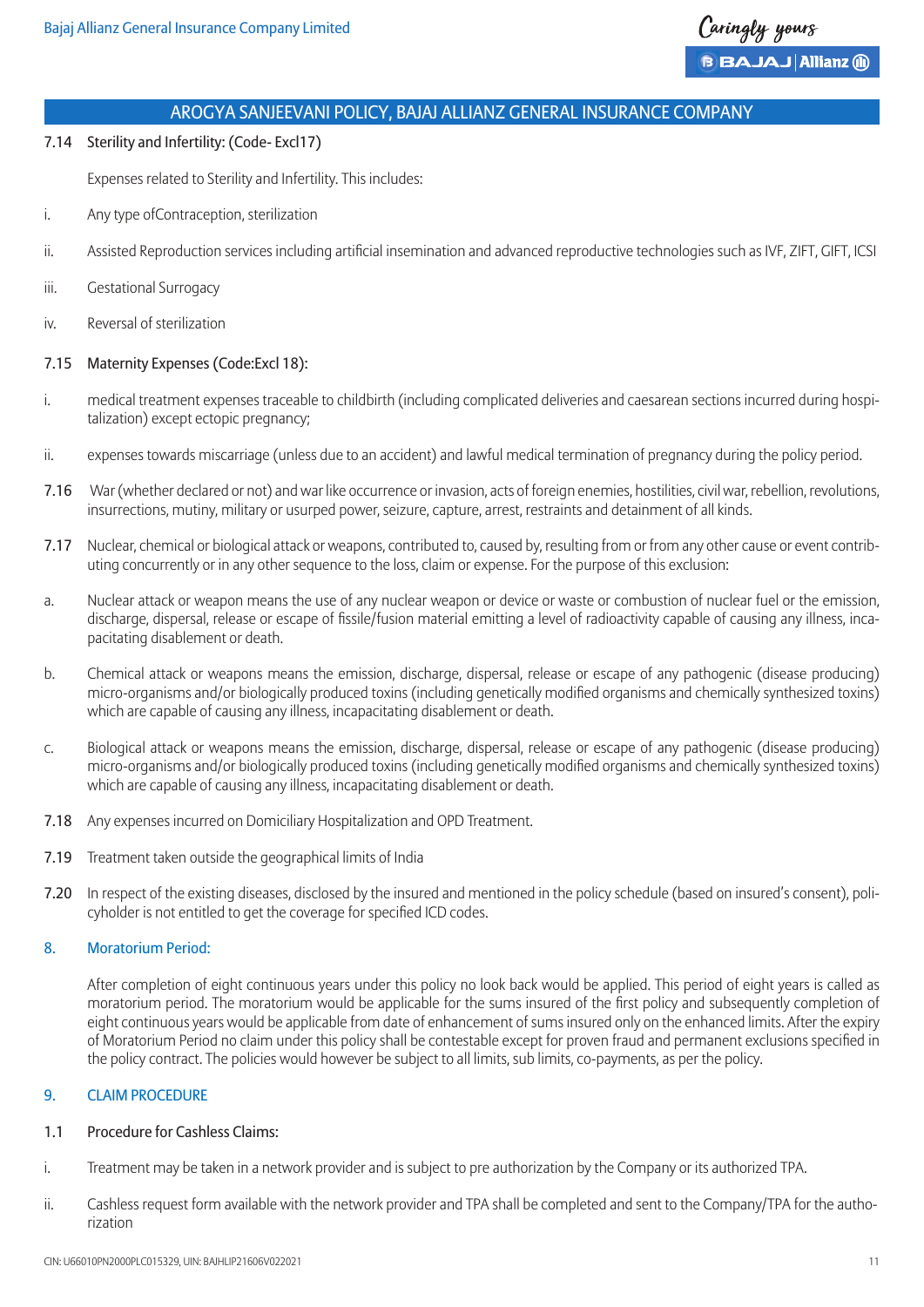7.14 Sterility and Infertility: (Code- Excl17)

Expenses related to Sterility and Infertility. This includes:

i. Any type ofContraception, sterilization

ii. Assisted Reproduction services including artificial insemination and advanced reproductive technologies such as IVF, ZIFT, GIFT, ICSI

iii. Gestational Surrogacy

iv. Reversal of sterilization

7.15 Maternity Expenses (Code:Excl 18):

i. medical treatment expenses traceable to childbirth (including complicated deliveries and caesarean sections incurred during hospitalization) except ectopic pregnancy;

ii. expenses towards miscarriage (unless due to an accident) and lawful medical termination of pregnancy during the policy period.

7.16 War (whether declared or not) and war like occurrence or invasion, acts of foreign enemies, hostilities, civil war, rebellion, revolutions, insurrections, mutiny, military or usurped power, seizure, capture, arrest, restraints and detainment of all kinds.

7.17 Nuclear, chemical or biological attack or weapons, contributed to, caused by, resulting from or from any other cause or event contributing concurrently or in any other sequence to the loss, claim or expense. For the purpose of this exclusion:

a. Nuclear attack or weapon means the use of any nuclear weapon or device or waste or combustion of nuclear fuel or the emission, discharge, dispersal, release or escape of fissile/fusion material emitting a level of radioactivity capable of causing any illness, incapacitating disablement or death.

b. Chemical attack or weapons means the emission, discharge, dispersal, release or escape of any pathogenic (disease producing) micro-organisms and/or biologically produced toxins (including genetically modified organisms and chemically synthesized toxins) which are capable of causing any illness, incapacitating disablement or death.

c. Biological attack or weapons means the emission, discharge, dispersal, release or escape of any pathogenic (disease producing) micro-organisms and/or biologically produced toxins (including genetically modified organisms and chemically synthesized toxins) which are capable of causing any illness, incapacitating disablement or death.

7.18 Any expenses incurred on Domiciliary Hospitalization and OPD Treatment.

7.19 Treatment taken outside the geographical limits of India

7.20 In respect of the existing diseases, disclosed by the insured and mentioned in the policy schedule (based on insured's consent), policyholder is not entitled to get the coverage for specified ICD codes.

## 8. Moratorium Period:

After completion of eight continuous years under this policy no look back would be applied. This period of eight years is called as moratorium period. The moratorium would be applicable for the sums insured of the first policy and subsequently completion of eight continuous years would be applicable from date of enhancement of sums insured only on the enhanced limits. After the expiry of Moratorium Period no claim under this policy shall be contestable except for proven fraud and permanent exclusions specified in the policy contract. The policies would however be subject to all limits, sub limits, co-payments, as per the policy.

## 9. CLAIM PROCEDURE

### 1.1 Procedure for Cashless Claims:

i. Treatment may be taken in a network provider and is subject to pre authorization by the Company or its authorized TPA.

ii. Cashless request form available with the network provider and TPA shall be completed and sent to the Company/TPA for the authorization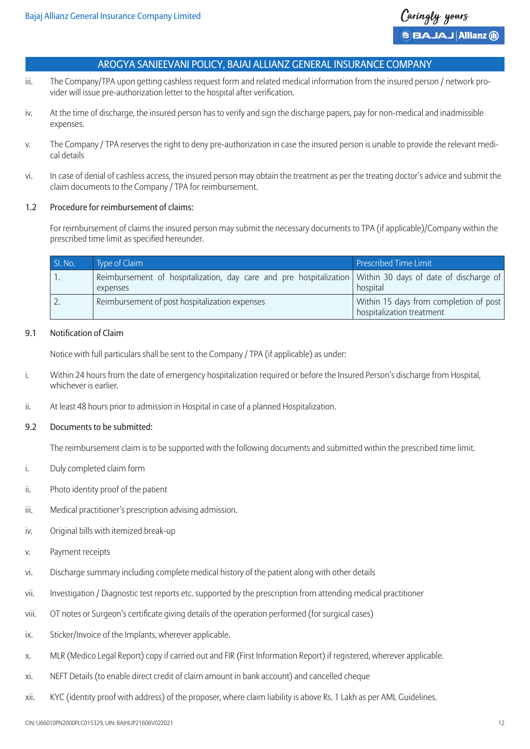## AROGYA SANJEEVANI POLICY, BAJAJ ALLIANZ GENERAL INSURANCE COMPANY

iii. The Company/TPA upon getting cashless request form and related medical information from the insured person / network provider will issue pre-authorization letter to the hospital after verification.

iv. At the time of discharge, the insured person has to verify and sign the discharge papers, pay for non-medical and inadmissible expenses.

v. The Company / TPA reserves the right to deny pre-authorization in case the insured person is unable to provide the relevant medical details

vi. In case of denial of cashless access, the insured person may obtain the treatment as per the treating doctor's advice and submit the claim documents to the Company / TPA for reimbursement.

### 1.2 Procedure for reimbursement of claims:

For reimbursement of claims the insured person may submit the necessary documents to TPA (if applicable)/Company within the prescribed time limit as specified hereunder.

| Sl. No. | Type of Claim | Prescribed Time Limit |
|---|---|---|
| 1. | Reimbursement of hospitalization, day care and pre hospitalization expenses | Within 30 days of date of discharge of hospital |
| 2. | Reimbursement of post hospitalization expenses | Within 15 days from completion of post hospitalization treatment |

### 9.1 Notification of Claim

Notice with full particulars shall be sent to the Company / TPA (if applicable) as under:

i. Within 24 hours from the date of emergency hospitalization required or before the Insured Person's discharge from Hospital, whichever is earlier.

ii. At least 48 hours prior to admission in Hospital in case of a planned Hospitalization.

### 9.2 Documents to be submitted:

The reimbursement claim is to be supported with the following documents and submitted within the prescribed time limit.

i. Duly completed claim form

ii. Photo identity proof of the patient

iii. Medical practitioner's prescription advising admission.

iv. Original bills with itemized break-up

v. Payment receipts

vi. Discharge summary including complete medical history of the patient along with other details

vii. Investigation / Diagnostic test reports etc. supported by the prescription from attending medical practitioner

viii. OT notes or Surgeon's certificate giving details of the operation performed (for surgical cases)

ix. Sticker/Invoice of the Implants, wherever applicable.

x. MLR (Medico Legal Report) copy if carried out and FIR (First Information Report) if registered, wherever applicable.

xi. NEFT Details (to enable direct credit of claim amount in bank account) and cancelled cheque

xii. KYC (identity proof with address) of the proposer, where claim liability is above Rs. 1 Lakh as per AML Guidelines.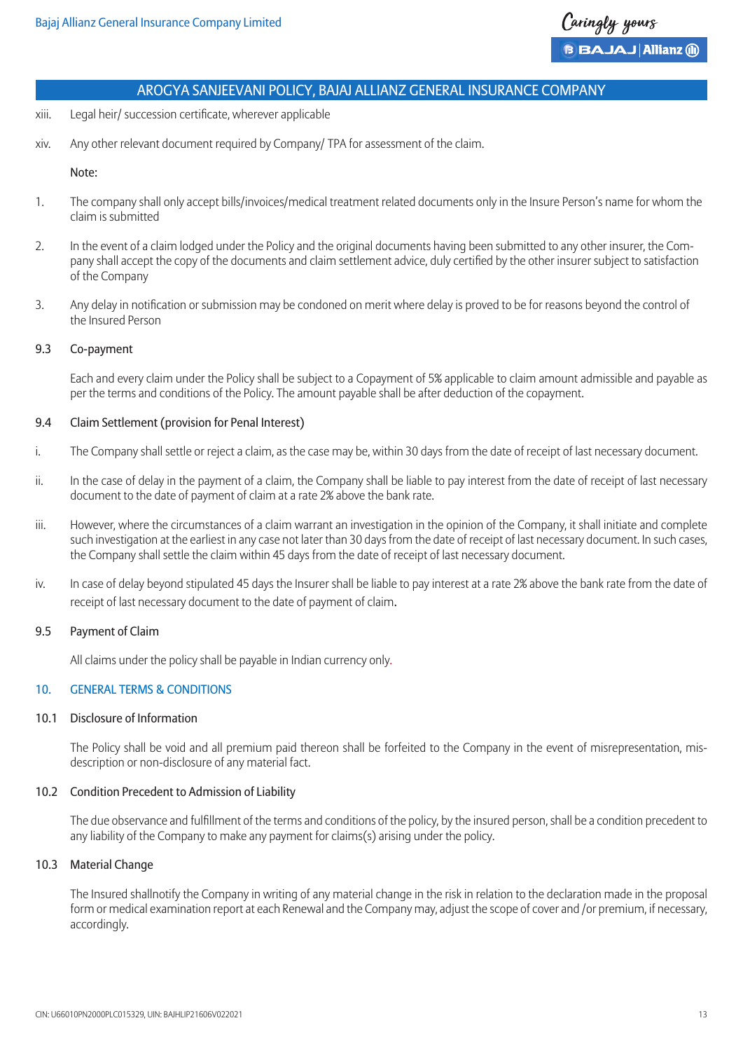xiii. Legal heir/ succession certificate, wherever applicable

xiv. Any other relevant document required by Company/ TPA for assessment of the claim.

Note:

1. The company shall only accept bills/invoices/medical treatment related documents only in the Insure Person's name for whom the claim is submitted

2. In the event of a claim lodged under the Policy and the original documents having been submitted to any other insurer, the Company shall accept the copy of the documents and claim settlement advice, duly certified by the other insurer subject to satisfaction of the Company

3. Any delay in notification or submission may be condoned on merit where delay is proved to be for reasons beyond the control of the Insured Person

### 9.3 Co-payment

Each and every claim under the Policy shall be subject to a Copayment of 5% applicable to claim amount admissible and payable as per the terms and conditions of the Policy. The amount payable shall be after deduction of the copayment.

### 9.4 Claim Settlement (provision for Penal Interest)

i. The Company shall settle or reject a claim, as the case may be, within 30 days from the date of receipt of last necessary document.

ii. In the case of delay in the payment of a claim, the Company shall be liable to pay interest from the date of receipt of last necessary document to the date of payment of claim at a rate 2% above the bank rate.

iii. However, where the circumstances of a claim warrant an investigation in the opinion of the Company, it shall initiate and complete such investigation at the earliest in any case not later than 30 days from the date of receipt of last necessary document. In such cases, the Company shall settle the claim within 45 days from the date of receipt of last necessary document.

iv. In case of delay beyond stipulated 45 days the Insurer shall be liable to pay interest at a rate 2% above the bank rate from the date of receipt of last necessary document to the date of payment of claim.

### 9.5 Payment of Claim

All claims under the policy shall be payable in Indian currency only.

## 10. GENERAL TERMS & CONDITIONS

### 10.1 Disclosure of Information

The Policy shall be void and all premium paid thereon shall be forfeited to the Company in the event of misrepresentation, mis-description or non-disclosure of any material fact.

### 10.2 Condition Precedent to Admission of Liability

The due observance and fulfillment of the terms and conditions of the policy, by the insured person, shall be a condition precedent to any liability of the Company to make any payment for claims(s) arising under the policy.

### 10.3 Material Change

The Insured shallnotify the Company in writing of any material change in the risk in relation to the declaration made in the proposal form or medical examination report at each Renewal and the Company may, adjust the scope of cover and /or premium, if necessary, accordingly.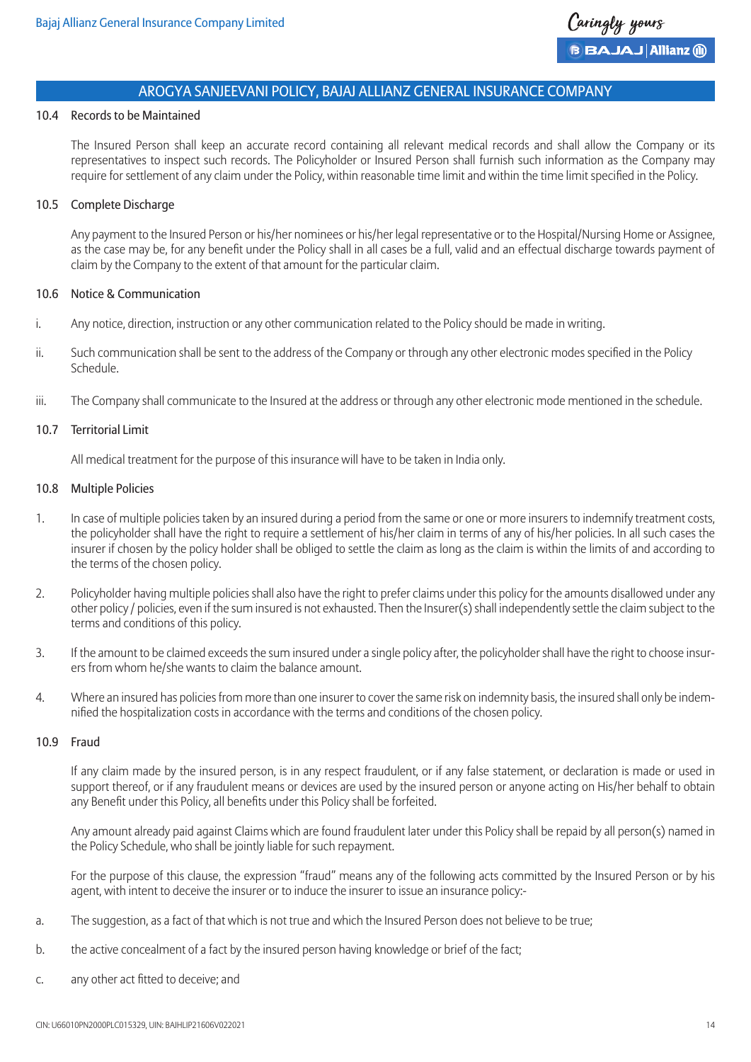### 10.4 Records to be Maintained

The Insured Person shall keep an accurate record containing all relevant medical records and shall allow the Company or its representatives to inspect such records. The Policyholder or Insured Person shall furnish such information as the Company may require for settlement of any claim under the Policy, within reasonable time limit and within the time limit specified in the Policy.

### 10.5 Complete Discharge

Any payment to the Insured Person or his/her nominees or his/her legal representative or to the Hospital/Nursing Home or Assignee, as the case may be, for any benefit under the Policy shall in all cases be a full, valid and an effectual discharge towards payment of claim by the Company to the extent of that amount for the particular claim.

### 10.6 Notice & Communication

i. Any notice, direction, instruction or any other communication related to the Policy should be made in writing.

ii. Such communication shall be sent to the address of the Company or through any other electronic modes specified in the Policy Schedule.

iii. The Company shall communicate to the Insured at the address or through any other electronic mode mentioned in the schedule.

### 10.7 Territorial Limit

All medical treatment for the purpose of this insurance will have to be taken in India only.

### 10.8 Multiple Policies

1. In case of multiple policies taken by an insured during a period from the same or one or more insurers to indemnify treatment costs, the policyholder shall have the right to require a settlement of his/her claim in terms of any of his/her policies. In all such cases the insurer if chosen by the policy holder shall be obliged to settle the claim as long as the claim is within the limits of and according to the terms of the chosen policy.

2. Policyholder having multiple policies shall also have the right to prefer claims under this policy for the amounts disallowed under any other policy / policies, even if the sum insured is not exhausted. Then the Insurer(s) shall independently settle the claim subject to the terms and conditions of this policy.

3. If the amount to be claimed exceeds the sum insured under a single policy after, the policyholder shall have the right to choose insurers from whom he/she wants to claim the balance amount.

4. Where an insured has policies from more than one insurer to cover the same risk on indemnity basis, the insured shall only be indemnified the hospitalization costs in accordance with the terms and conditions of the chosen policy.

### 10.9 Fraud

If any claim made by the insured person, is in any respect fraudulent, or if any false statement, or declaration is made or used in support thereof, or if any fraudulent means or devices are used by the insured person or anyone acting on His/her behalf to obtain any Benefit under this Policy, all benefits under this Policy shall be forfeited.

Any amount already paid against Claims which are found fraudulent later under this Policy shall be repaid by all person(s) named in the Policy Schedule, who shall be jointly liable for such repayment.

For the purpose of this clause, the expression "fraud" means any of the following acts committed by the Insured Person or by his agent, with intent to deceive the insurer or to induce the insurer to issue an insurance policy:-

a. The suggestion, as a fact of that which is not true and which the Insured Person does not believe to be true;

b. the active concealment of a fact by the insured person having knowledge or brief of the fact;

c. any other act fitted to deceive; and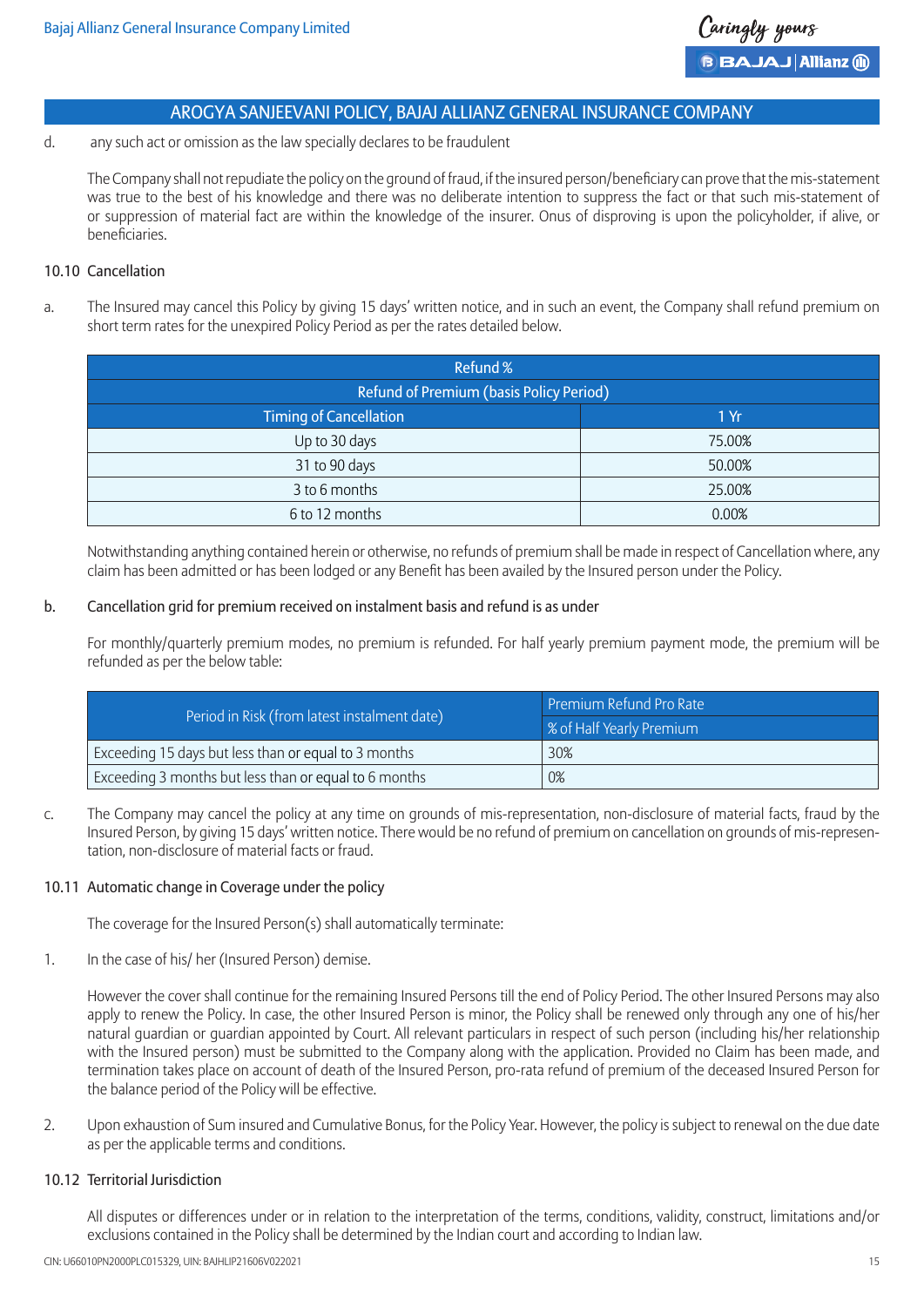d. any such act or omission as the law specially declares to be fraudulent

The Company shall not repudiate the policy on the ground of fraud, if the insured person/beneficiary can prove that the mis-statement was true to the best of his knowledge and there was no deliberate intention to suppress the fact or that such mis-statement of or suppression of material fact are within the knowledge of the insurer. Onus of disproving is upon the policyholder, if alive, or beneficiaries.

### 10.10 Cancellation

a. The Insured may cancel this Policy by giving 15 days' written notice, and in such an event, the Company shall refund premium on short term rates for the unexpired Policy Period as per the rates detailed below.

| Refund % | |
|---|---|
| Refund of Premium (basis Policy Period) | |
| Timing of Cancellation | 1 Yr |
| Up to 30 days | 75.00% |
| 31 to 90 days | 50.00% |
| 3 to 6 months | 25.00% |
| 6 to 12 months | 0.00% |

Notwithstanding anything contained herein or otherwise, no refunds of premium shall be made in respect of Cancellation where, any claim has been admitted or has been lodged or any Benefit has been availed by the Insured person under the Policy.

b. Cancellation grid for premium received on instalment basis and refund is as under

For monthly/quarterly premium modes, no premium is refunded. For half yearly premium payment mode, the premium will be refunded as per the below table:

| Period in Risk (from latest instalment date) | Premium Refund Pro Rate |
|---|---|
| | % of Half Yearly Premium |
| Exceeding 15 days but less than or equal to 3 months | 30% |
| Exceeding 3 months but less than or equal to 6 months | 0% |

c. The Company may cancel the policy at any time on grounds of mis-representation, non-disclosure of material facts, fraud by the Insured Person, by giving 15 days' written notice. There would be no refund of premium on cancellation on grounds of mis-representation, non-disclosure of material facts or fraud.

### 10.11 Automatic change in Coverage under the policy

The coverage for the Insured Person(s) shall automatically terminate:

1. In the case of his/ her (Insured Person) demise.

   However the cover shall continue for the remaining Insured Persons till the end of Policy Period. The other Insured Persons may also apply to renew the Policy. In case, the other Insured Person is minor, the Policy shall be renewed only through any one of his/her natural guardian or guardian appointed by Court. All relevant particulars in respect of such person (including his/her relationship with the Insured person) must be submitted to the Company along with the application. Provided no Claim has been made, and termination takes place on account of death of the Insured Person, pro-rata refund of premium of the deceased Insured Person for the balance period of the Policy will be effective.

2. Upon exhaustion of Sum insured and Cumulative Bonus, for the Policy Year. However, the policy is subject to renewal on the due date as per the applicable terms and conditions.

### 10.12 Territorial Jurisdiction

All disputes or differences under or in relation to the interpretation of the terms, conditions, validity, construct, limitations and/or exclusions contained in the Policy shall be determined by the Indian court and according to Indian law.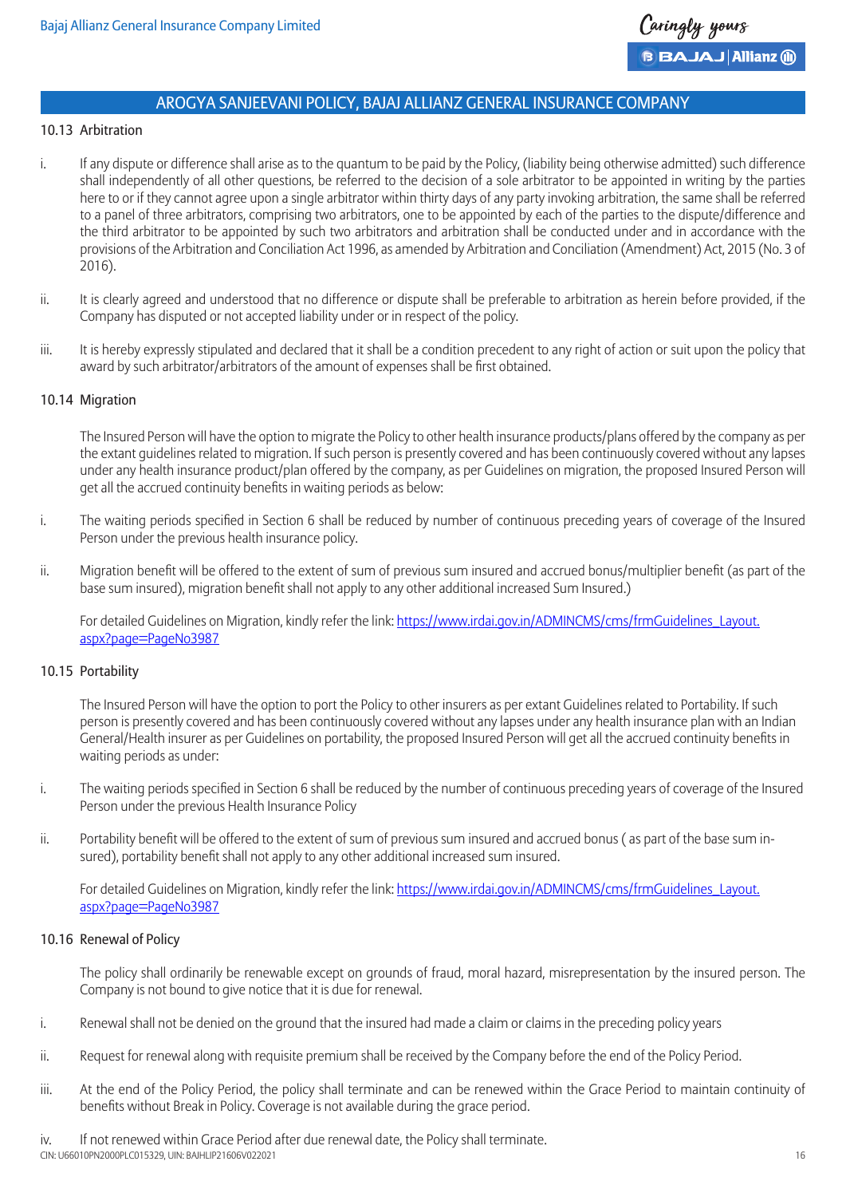### 10.13 Arbitration

i. If any dispute or difference shall arise as to the quantum to be paid by the Policy, (liability being otherwise admitted) such difference shall independently of all other questions, be referred to the decision of a sole arbitrator to be appointed in writing by the parties here to or if they cannot agree upon a single arbitrator within thirty days of any party invoking arbitration, the same shall be referred to a panel of three arbitrators, comprising two arbitrators, one to be appointed by each of the parties to the dispute/difference and the third arbitrator to be appointed by such two arbitrators and arbitration shall be conducted under and in accordance with the provisions of the Arbitration and Conciliation Act 1996, as amended by Arbitration and Conciliation (Amendment) Act, 2015 (No. 3 of 2016).

ii. It is clearly agreed and understood that no difference or dispute shall be preferable to arbitration as herein before provided, if the Company has disputed or not accepted liability under or in respect of the policy.

iii. It is hereby expressly stipulated and declared that it shall be a condition precedent to any right of action or suit upon the policy that award by such arbitrator/arbitrators of the amount of expenses shall be first obtained.

### 10.14 Migration

The Insured Person will have the option to migrate the Policy to other health insurance products/plans offered by the company as per the extant guidelines related to migration. If such person is presently covered and has been continuously covered without any lapses under any health insurance product/plan offered by the company, as per Guidelines on migration, the proposed Insured Person will get all the accrued continuity benefits in waiting periods as below:

i. The waiting periods specified in Section 6 shall be reduced by number of continuous preceding years of coverage of the Insured Person under the previous health insurance policy.

ii. Migration benefit will be offered to the extent of sum of previous sum insured and accrued bonus/multiplier benefit (as part of the base sum insured), migration benefit shall not apply to any other additional increased Sum Insured.)

For detailed Guidelines on Migration, kindly refer the link: https://www.irdai.gov.in/ADMINCMS/cms/frmGuidelines_Layout.aspx?page=PageNo3987

### 10.15 Portability

The Insured Person will have the option to port the Policy to other insurers as per extant Guidelines related to Portability. If such person is presently covered and has been continuously covered without any lapses under any health insurance plan with an Indian General/Health insurer as per Guidelines on portability, the proposed Insured Person will get all the accrued continuity benefits in waiting periods as under:

i. The waiting periods specified in Section 6 shall be reduced by the number of continuous preceding years of coverage of the Insured Person under the previous Health Insurance Policy

ii. Portability benefit will be offered to the extent of sum of previous sum insured and accrued bonus ( as part of the base sum insured), portability benefit shall not apply to any other additional increased sum insured.

For detailed Guidelines on Migration, kindly refer the link: https://www.irdai.gov.in/ADMINCMS/cms/frmGuidelines_Layout.aspx?page=PageNo3987

### 10.16 Renewal of Policy

The policy shall ordinarily be renewable except on grounds of fraud, moral hazard, misrepresentation by the insured person. The Company is not bound to give notice that it is due for renewal.

i. Renewal shall not be denied on the ground that the insured had made a claim or claims in the preceding policy years

ii. Request for renewal along with requisite premium shall be received by the Company before the end of the Policy Period.

iii. At the end of the Policy Period, the policy shall terminate and can be renewed within the Grace Period to maintain continuity of benefits without Break in Policy. Coverage is not available during the grace period.

iv. If not renewed within Grace Period after due renewal date, the Policy shall terminate.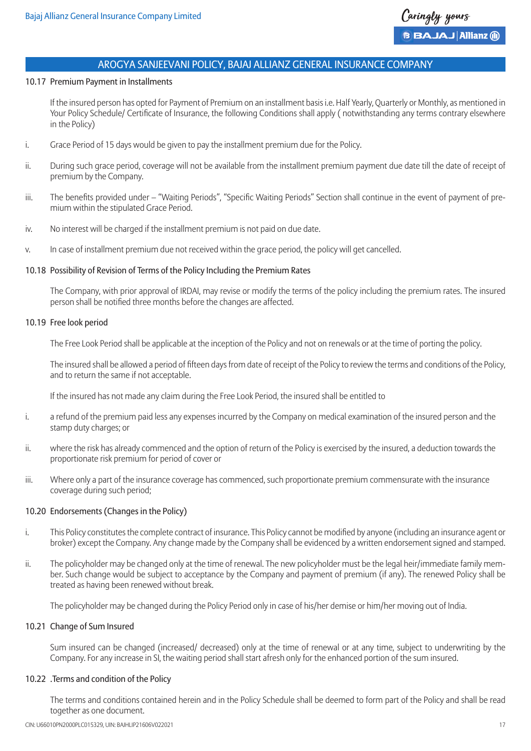## 10.17 Premium Payment in Installments

If the insured person has opted for Payment of Premium on an installment basis i.e. Half Yearly, Quarterly or Monthly, as mentioned in Your Policy Schedule/ Certificate of Insurance, the following Conditions shall apply ( notwithstanding any terms contrary elsewhere in the Policy)

i. Grace Period of 15 days would be given to pay the installment premium due for the Policy.

ii. During such grace period, coverage will not be available from the installment premium payment due date till the date of receipt of premium by the Company.

iii. The benefits provided under – "Waiting Periods", "Specific Waiting Periods" Section shall continue in the event of payment of premium within the stipulated Grace Period.

iv. No interest will be charged if the installment premium is not paid on due date.

v. In case of installment premium due not received within the grace period, the policy will get cancelled.

## 10.18 Possibility of Revision of Terms of the Policy Including the Premium Rates

The Company, with prior approval of IRDAI, may revise or modify the terms of the policy including the premium rates. The insured person shall be notified three months before the changes are affected.

## 10.19 Free look period

The Free Look Period shall be applicable at the inception of the Policy and not on renewals or at the time of porting the policy.

The insured shall be allowed a period of fifteen days from date of receipt of the Policy to review the terms and conditions of the Policy, and to return the same if not acceptable.

If the insured has not made any claim during the Free Look Period, the insured shall be entitled to

i. a refund of the premium paid less any expenses incurred by the Company on medical examination of the insured person and the stamp duty charges; or

ii. where the risk has already commenced and the option of return of the Policy is exercised by the insured, a deduction towards the proportionate risk premium for period of cover or

iii. Where only a part of the insurance coverage has commenced, such proportionate premium commensurate with the insurance coverage during such period;

## 10.20 Endorsements (Changes in the Policy)

i. This Policy constitutes the complete contract of insurance. This Policy cannot be modified by anyone (including an insurance agent or broker) except the Company. Any change made by the Company shall be evidenced by a written endorsement signed and stamped.

ii. The policyholder may be changed only at the time of renewal. The new policyholder must be the legal heir/immediate family member. Such change would be subject to acceptance by the Company and payment of premium (if any). The renewed Policy shall be treated as having been renewed without break.

The policyholder may be changed during the Policy Period only in case of his/her demise or him/her moving out of India.

## 10.21 Change of Sum Insured

Sum insured can be changed (increased/ decreased) only at the time of renewal or at any time, subject to underwriting by the Company. For any increase in SI, the waiting period shall start afresh only for the enhanced portion of the sum insured.

## 10.22 .Terms and condition of the Policy

The terms and conditions contained herein and in the Policy Schedule shall be deemed to form part of the Policy and shall be read together as one document.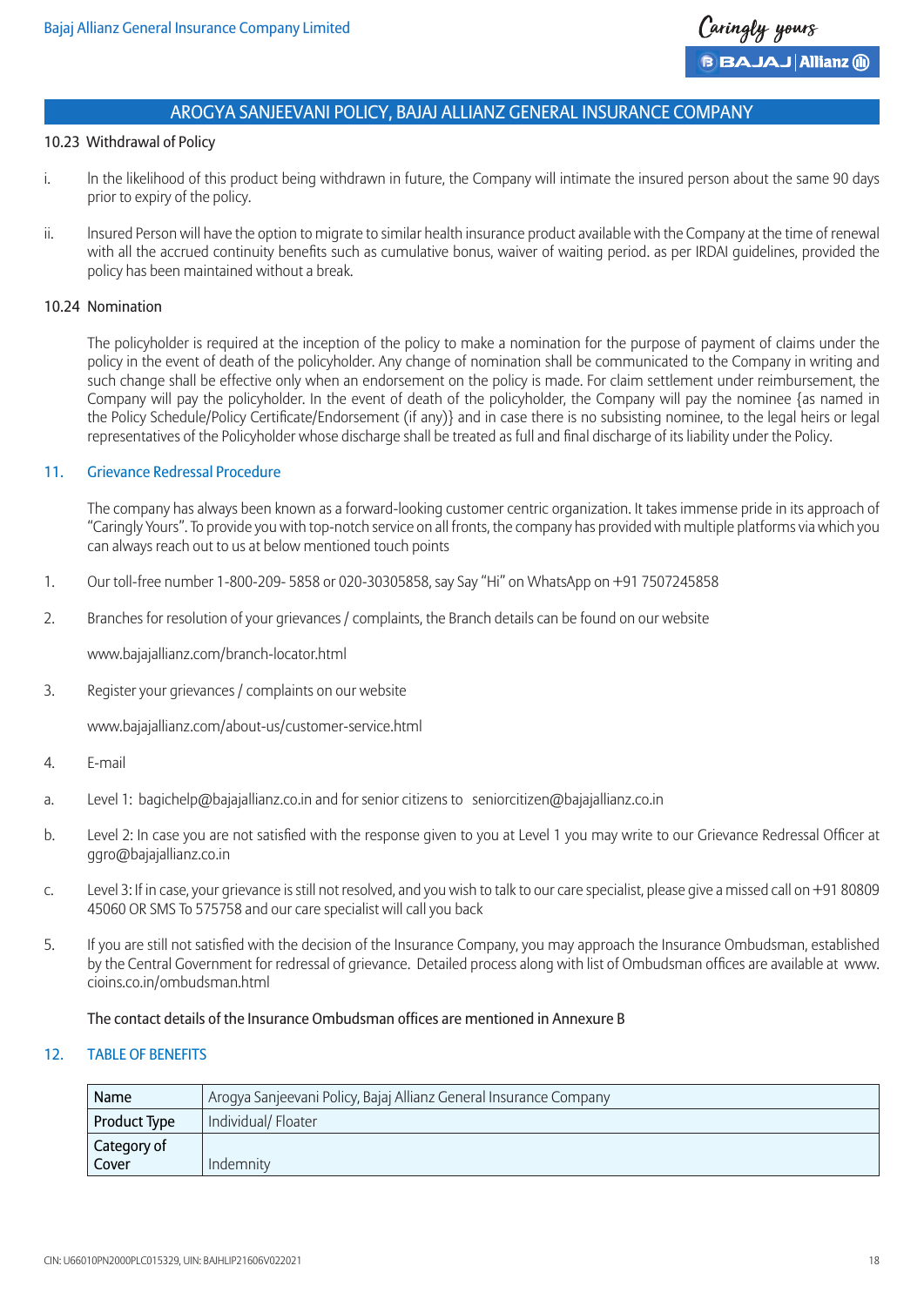## AROGYA SANJEEVANI POLICY, BAJAJ ALLIANZ GENERAL INSURANCE COMPANY

10.23 Withdrawal of Policy

i. In the likelihood of this product being withdrawn in future, the Company will intimate the insured person about the same 90 days prior to expiry of the policy.

ii. Insured Person will have the option to migrate to similar health insurance product available with the Company at the time of renewal with all the accrued continuity benefits such as cumulative bonus, waiver of waiting period. as per IRDAI guidelines, provided the policy has been maintained without a break.

10.24 Nomination

The policyholder is required at the inception of the policy to make a nomination for the purpose of payment of claims under the policy in the event of death of the policyholder. Any change of nomination shall be communicated to the Company in writing and such change shall be effective only when an endorsement on the policy is made. For claim settlement under reimbursement, the Company will pay the policyholder. In the event of death of the policyholder, the Company will pay the nominee {as named in the Policy Schedule/Policy Certificate/Endorsement (if any)} and in case there is no subsisting nominee, to the legal heirs or legal representatives of the Policyholder whose discharge shall be treated as full and final discharge of its liability under the Policy.

### 11. Grievance Redressal Procedure

The company has always been known as a forward-looking customer centric organization. It takes immense pride in its approach of "Caringly Yours". To provide you with top-notch service on all fronts, the company has provided with multiple platforms via which you can always reach out to us at below mentioned touch points

1. Our toll-free number 1-800-209- 5858 or 020-30305858, say Say "Hi" on WhatsApp on +91 7507245858

2. Branches for resolution of your grievances / complaints, the Branch details can be found on our website

   www.bajajallianz.com/branch-locator.html

3. Register your grievances / complaints on our website

   www.bajajallianz.com/about-us/customer-service.html

4. E-mail

a. Level 1: bagichelp@bajajallianz.co.in and for senior citizens to seniorcitizen@bajajallianz.co.in

b. Level 2: In case you are not satisfied with the response given to you at Level 1 you may write to our Grievance Redressal Officer at ggro@bajajallianz.co.in

c. Level 3: If in case, your grievance is still not resolved, and you wish to talk to our care specialist, please give a missed call on +91 80809 45060 OR SMS To 575758 and our care specialist will call you back

5. If you are still not satisfied with the decision of the Insurance Company, you may approach the Insurance Ombudsman, established by the Central Government for redressal of grievance. Detailed process along with list of Ombudsman offices are available at www.cioins.co.in/ombudsman.html

The contact details of the Insurance Ombudsman offices are mentioned in Annexure B

### 12. TABLE OF BENEFITS

| Name | Arogya Sanjeevani Policy, Bajaj Allianz General Insurance Company |
|---|---|
| Product Type | Individual/ Floater |
| Category of Cover | Indemnity |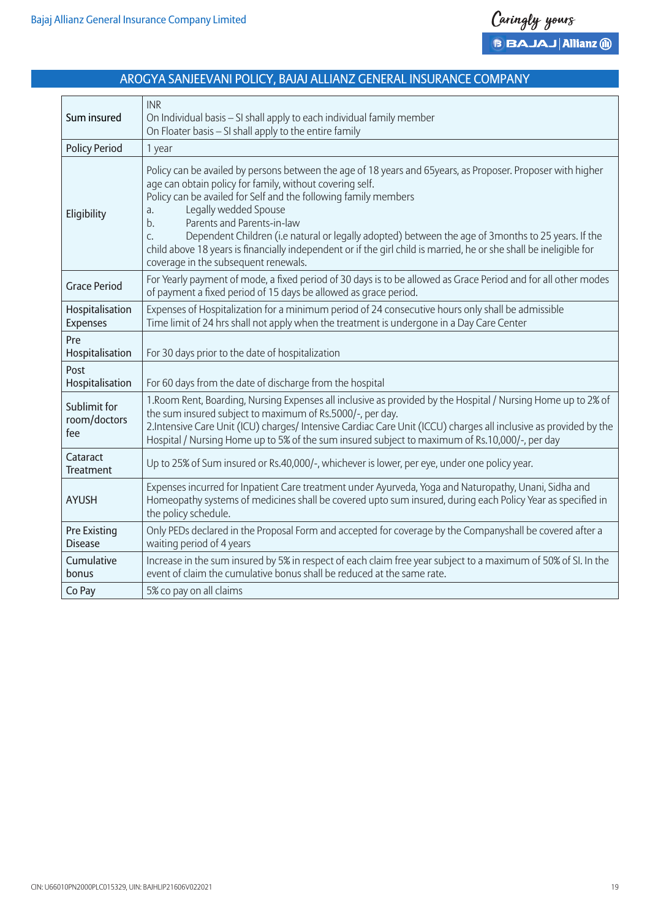## AROGYA SANJEEVANI POLICY, BAJAJ ALLIANZ GENERAL INSURANCE COMPANY

| | |
|---|---|
| Sum insured | INR<br>On Individual basis – SI shall apply to each individual family member<br>On Floater basis – SI shall apply to the entire family |
| Policy Period | 1 year |
| Eligibility | Policy can be availed by persons between the age of 18 years and 65years, as Proposer. Proposer with higher age can obtain policy for family, without covering self.<br>Policy can be availed for Self and the following family members<br>a. Legally wedded Spouse<br>b. Parents and Parents-in-law<br>c. Dependent Children (i.e natural or legally adopted) between the age of 3months to 25 years. If the child above 18 years is financially independent or if the girl child is married, he or she shall be ineligible for coverage in the subsequent renewals. |
| Grace Period | For Yearly payment of mode, a fixed period of 30 days is to be allowed as Grace Period and for all other modes of payment a fixed period of 15 days be allowed as grace period. |
| Hospitalisation Expenses | Expenses of Hospitalization for a minimum period of 24 consecutive hours only shall be admissible<br>Time limit of 24 hrs shall not apply when the treatment is undergone in a Day Care Center |
| Pre Hospitalisation | For 30 days prior to the date of hospitalization |
| Post Hospitalisation | For 60 days from the date of discharge from the hospital |
| Sublimit for room/doctors fee | 1.Room Rent, Boarding, Nursing Expenses all inclusive as provided by the Hospital / Nursing Home up to 2% of the sum insured subject to maximum of Rs.5000/-, per day.<br>2.Intensive Care Unit (ICU) charges/ Intensive Cardiac Care Unit (ICCU) charges all inclusive as provided by the Hospital / Nursing Home up to 5% of the sum insured subject to maximum of Rs.10,000/-, per day |
| Cataract Treatment | Up to 25% of Sum insured or Rs.40,000/-, whichever is lower, per eye, under one policy year. |
| AYUSH | Expenses incurred for Inpatient Care treatment under Ayurveda, Yoga and Naturopathy, Unani, Sidha and Homeopathy systems of medicines shall be covered upto sum insured, during each Policy Year as specified in the policy schedule. |
| Pre Existing Disease | Only PEDs declared in the Proposal Form and accepted for coverage by the Companyshall be covered after a waiting period of 4 years |
| Cumulative bonus | Increase in the sum insured by 5% in respect of each claim free year subject to a maximum of 50% of SI. In the event of claim the cumulative bonus shall be reduced at the same rate. |
| Co Pay | 5% co pay on all claims |

CIN: U66010PN2000PLC015329, UIN: BAJHLIP21606V022021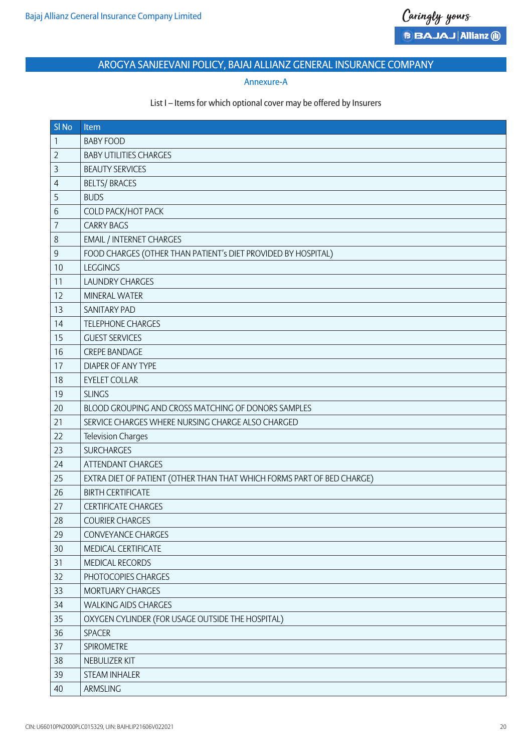## AROGYA SANJEEVANI POLICY, BAJAJ ALLIANZ GENERAL INSURANCE COMPANY

### Annexure-A

List I – Items for which optional cover may be offered by Insurers

| Sl No | Item |
|---|---|
| 1 | BABY FOOD |
| 2 | BABY UTILITIES CHARGES |
| 3 | BEAUTY SERVICES |
| 4 | BELTS/ BRACES |
| 5 | BUDS |
| 6 | COLD PACK/HOT PACK |
| 7 | CARRY BAGS |
| 8 | EMAIL / INTERNET CHARGES |
| 9 | FOOD CHARGES (OTHER THAN PATIENT's DIET PROVIDED BY HOSPITAL) |
| 10 | LEGGINGS |
| 11 | LAUNDRY CHARGES |
| 12 | MINERAL WATER |
| 13 | SANITARY PAD |
| 14 | TELEPHONE CHARGES |
| 15 | GUEST SERVICES |
| 16 | CREPE BANDAGE |
| 17 | DIAPER OF ANY TYPE |
| 18 | EYELET COLLAR |
| 19 | SLINGS |
| 20 | BLOOD GROUPING AND CROSS MATCHING OF DONORS SAMPLES |
| 21 | SERVICE CHARGES WHERE NURSING CHARGE ALSO CHARGED |
| 22 | Television Charges |
| 23 | SURCHARGES |
| 24 | ATTENDANT CHARGES |
| 25 | EXTRA DIET OF PATIENT (OTHER THAN THAT WHICH FORMS PART OF BED CHARGE) |
| 26 | BIRTH CERTIFICATE |
| 27 | CERTIFICATE CHARGES |
| 28 | COURIER CHARGES |
| 29 | CONVEYANCE CHARGES |
| 30 | MEDICAL CERTIFICATE |
| 31 | MEDICAL RECORDS |
| 32 | PHOTOCOPIES CHARGES |
| 33 | MORTUARY CHARGES |
| 34 | WALKING AIDS CHARGES |
| 35 | OXYGEN CYLINDER (FOR USAGE OUTSIDE THE HOSPITAL) |
| 36 | SPACER |
| 37 | SPIROMETRE |
| 38 | NEBULIZER KIT |
| 39 | STEAM INHALER |
| 40 | ARMSLING |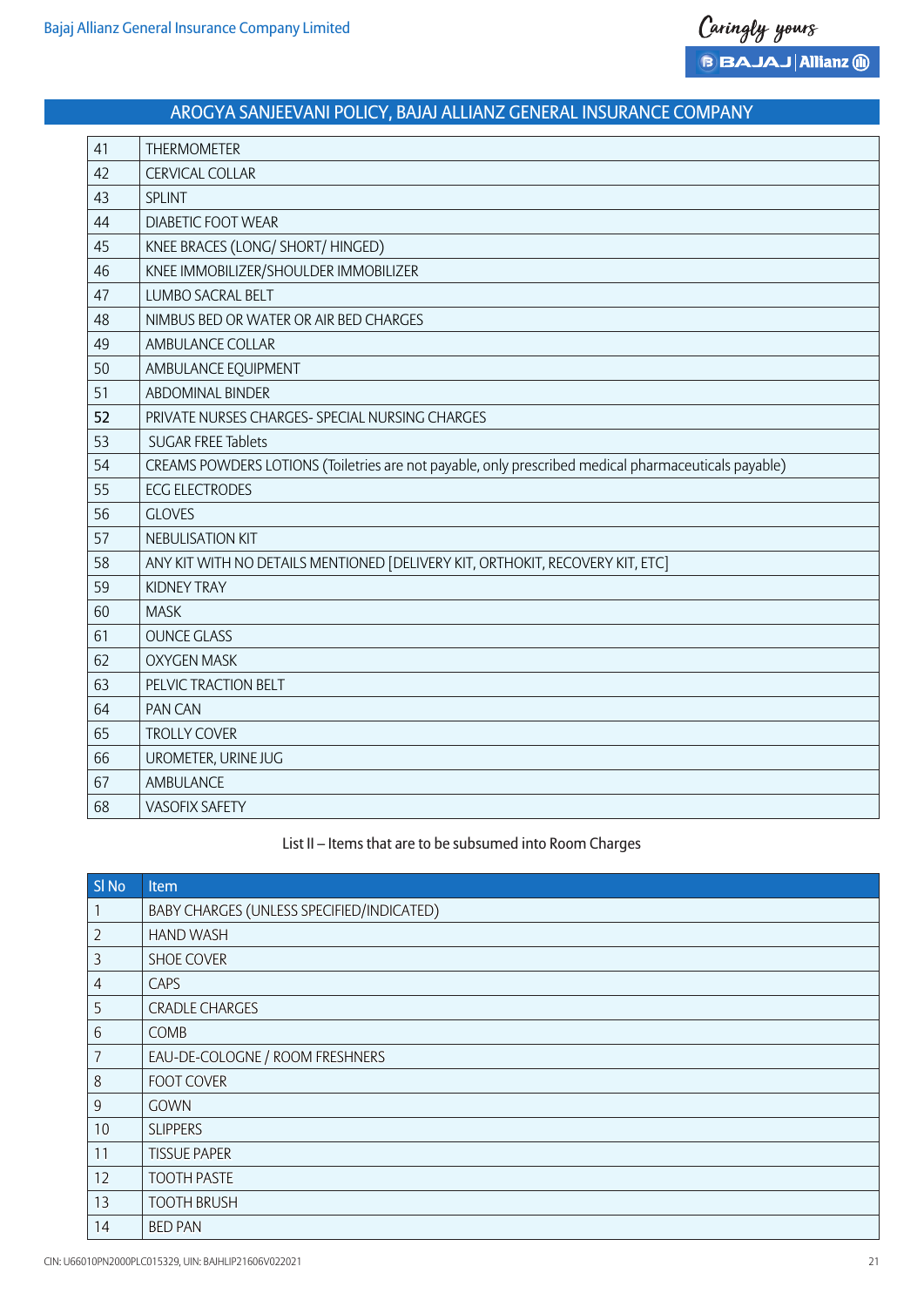## AROGYA SANJEEVANI POLICY, BAJAJ ALLIANZ GENERAL INSURANCE COMPANY

| | |
|---|---|
| 41 | THERMOMETER |
| 42 | CERVICAL COLLAR |
| 43 | SPLINT |
| 44 | DIABETIC FOOT WEAR |
| 45 | KNEE BRACES (LONG/ SHORT/ HINGED) |
| 46 | KNEE IMMOBILIZER/SHOULDER IMMOBILIZER |
| 47 | LUMBO SACRAL BELT |
| 48 | NIMBUS BED OR WATER OR AIR BED CHARGES |
| 49 | AMBULANCE COLLAR |
| 50 | AMBULANCE EQUIPMENT |
| 51 | ABDOMINAL BINDER |
| 52 | PRIVATE NURSES CHARGES- SPECIAL NURSING CHARGES |
| 53 | SUGAR FREE Tablets |
| 54 | CREAMS POWDERS LOTIONS (Toiletries are not payable, only prescribed medical pharmaceuticals payable) |
| 55 | ECG ELECTRODES |
| 56 | GLOVES |
| 57 | NEBULISATION KIT |
| 58 | ANY KIT WITH NO DETAILS MENTIONED [DELIVERY KIT, ORTHOKIT, RECOVERY KIT, ETC] |
| 59 | KIDNEY TRAY |
| 60 | MASK |
| 61 | OUNCE GLASS |
| 62 | OXYGEN MASK |
| 63 | PELVIC TRACTION BELT |
| 64 | PAN CAN |
| 65 | TROLLY COVER |
| 66 | UROMETER, URINE JUG |
| 67 | AMBULANCE |
| 68 | VASOFIX SAFETY |

List II – Items that are to be subsumed into Room Charges

| Sl No | Item |
|---|---|
| 1 | BABY CHARGES (UNLESS SPECIFIED/INDICATED) |
| 2 | HAND WASH |
| 3 | SHOE COVER |
| 4 | CAPS |
| 5 | CRADLE CHARGES |
| 6 | COMB |
| 7 | EAU-DE-COLOGNE / ROOM FRESHNERS |
| 8 | FOOT COVER |
| 9 | GOWN |
| 10 | SLIPPERS |
| 11 | TISSUE PAPER |
| 12 | TOOTH PASTE |
| 13 | TOOTH BRUSH |
| 14 | BED PAN |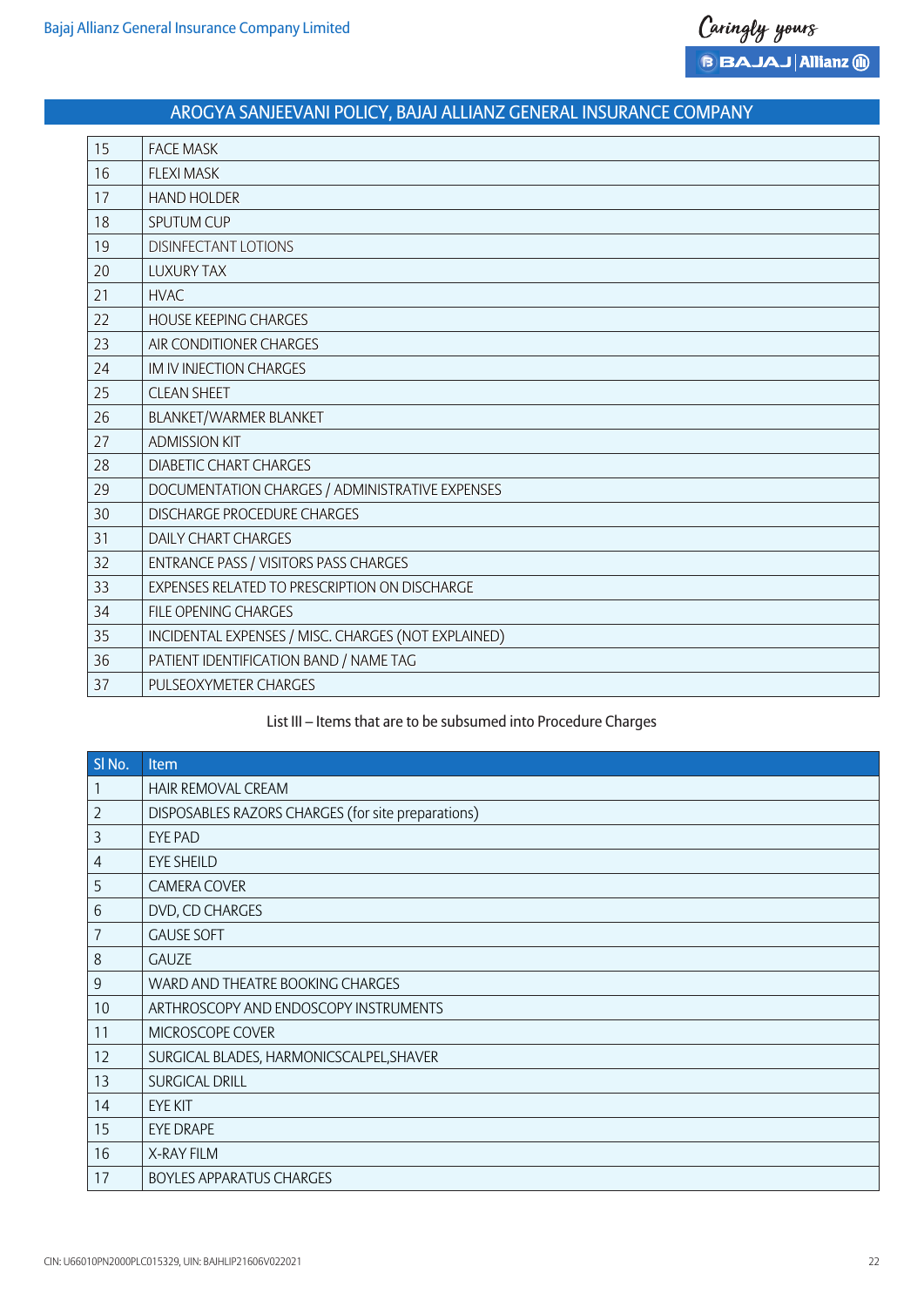| | |
|---|---|
| 15 | FACE MASK |
| 16 | FLEXI MASK |
| 17 | HAND HOLDER |
| 18 | SPUTUM CUP |
| 19 | DISINFECTANT LOTIONS |
| 20 | LUXURY TAX |
| 21 | HVAC |
| 22 | HOUSE KEEPING CHARGES |
| 23 | AIR CONDITIONER CHARGES |
| 24 | IM IV INJECTION CHARGES |
| 25 | CLEAN SHEET |
| 26 | BLANKET/WARMER BLANKET |
| 27 | ADMISSION KIT |
| 28 | DIABETIC CHART CHARGES |
| 29 | DOCUMENTATION CHARGES / ADMINISTRATIVE EXPENSES |
| 30 | DISCHARGE PROCEDURE CHARGES |
| 31 | DAILY CHART CHARGES |
| 32 | ENTRANCE PASS / VISITORS PASS CHARGES |
| 33 | EXPENSES RELATED TO PRESCRIPTION ON DISCHARGE |
| 34 | FILE OPENING CHARGES |
| 35 | INCIDENTAL EXPENSES / MISC. CHARGES (NOT EXPLAINED) |
| 36 | PATIENT IDENTIFICATION BAND / NAME TAG |
| 37 | PULSEOXYMETER CHARGES |

List III – Items that are to be subsumed into Procedure Charges

| Sl No. | Item |
|---|---|
| 1 | HAIR REMOVAL CREAM |
| 2 | DISPOSABLES RAZORS CHARGES (for site preparations) |
| 3 | EYE PAD |
| 4 | EYE SHEILD |
| 5 | CAMERA COVER |
| 6 | DVD, CD CHARGES |
| 7 | GAUSE SOFT |
| 8 | GAUZE |
| 9 | WARD AND THEATRE BOOKING CHARGES |
| 10 | ARTHROSCOPY AND ENDOSCOPY INSTRUMENTS |
| 11 | MICROSCOPE COVER |
| 12 | SURGICAL BLADES, HARMONICSCALPEL,SHAVER |
| 13 | SURGICAL DRILL |
| 14 | EYE KIT |
| 15 | EYE DRAPE |
| 16 | X-RAY FILM |
| 17 | BOYLES APPARATUS CHARGES |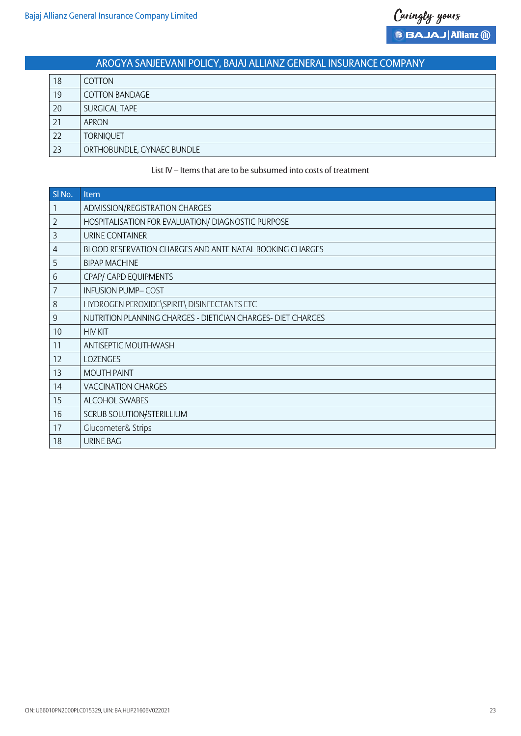## AROGYA SANJEEVANI POLICY, BAJAJ ALLIANZ GENERAL INSURANCE COMPANY

| | |
|---|---|
| 18 | COTTON |
| 19 | COTTON BANDAGE |
| 20 | SURGICAL TAPE |
| 21 | APRON |
| 22 | TORNIQUET |
| 23 | ORTHOBUNDLE, GYNAEC BUNDLE |

List IV – Items that are to be subsumed into costs of treatment

| Sl No. | Item |
|---|---|
| 1 | ADMISSION/REGISTRATION CHARGES |
| 2 | HOSPITALISATION FOR EVALUATION/ DIAGNOSTIC PURPOSE |
| 3 | URINE CONTAINER |
| 4 | BLOOD RESERVATION CHARGES AND ANTE NATAL BOOKING CHARGES |
| 5 | BIPAP MACHINE |
| 6 | CPAP/ CAPD EQUIPMENTS |
| 7 | INFUSION PUMP– COST |
| 8 | HYDROGEN PEROXIDE\SPIRIT\ DISINFECTANTS ETC |
| 9 | NUTRITION PLANNING CHARGES - DIETICIAN CHARGES- DIET CHARGES |
| 10 | HIV KIT |
| 11 | ANTISEPTIC MOUTHWASH |
| 12 | LOZENGES |
| 13 | MOUTH PAINT |
| 14 | VACCINATION CHARGES |
| 15 | ALCOHOL SWABES |
| 16 | SCRUB SOLUTION/STERILLIUM |
| 17 | Glucometer& Strips |
| 18 | URINE BAG |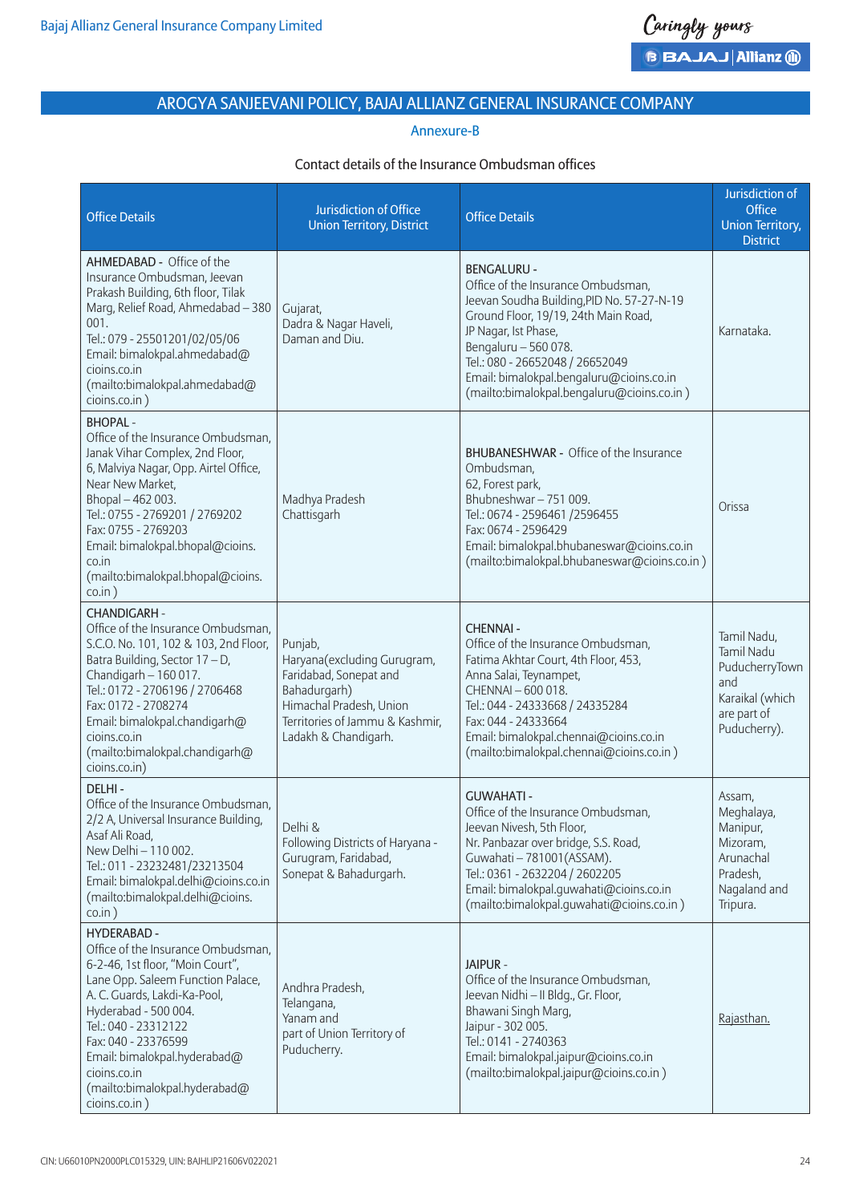## AROGYA SANJEEVANI POLICY, BAJAJ ALLIANZ GENERAL INSURANCE COMPANY

### Annexure-B

Contact details of the Insurance Ombudsman offices

| Office Details | Jurisdiction of Office Union Territory, District | Office Details | Jurisdiction of Office Union Territory, District |
|---|---|---|---|
| **AHMEDABAD** - Office of the Insurance Ombudsman, Jeevan Prakash Building, 6th floor, Tilak Marg, Relief Road, Ahmedabad – 380 001.<br>Tel.: 079 - 25501201/02/05/06<br>Email: bimalokpal.ahmedabad@cioins.co.in<br>(mailto:bimalokpal.ahmedabad@cioins.co.in ) | Gujarat,<br>Dadra & Nagar Haveli,<br>Daman and Diu. | **BENGALURU** -<br>Office of the Insurance Ombudsman,<br>Jeevan Soudha Building,PID No. 57-27-N-19<br>Ground Floor, 19/19, 24th Main Road,<br>JP Nagar, Ist Phase,<br>Bengaluru – 560 078.<br>Tel.: 080 - 26652048 / 26652049<br>Email: bimalokpal.bengaluru@cioins.co.in<br>(mailto:bimalokpal.bengaluru@cioins.co.in ) | Karnataka. |
| **BHOPAL** -<br>Office of the Insurance Ombudsman,<br>Janak Vihar Complex, 2nd Floor,<br>6, Malviya Nagar, Opp. Airtel Office,<br>Near New Market,<br>Bhopal – 462 003.<br>Tel.: 0755 - 2769201 / 2769202<br>Fax: 0755 - 2769203<br>Email: bimalokpal.bhopal@cioins.co.in<br>(mailto:bimalokpal.bhopal@cioins.co.in ) | Madhya Pradesh<br>Chattisgarh | **BHUBANESHWAR** - Office of the Insurance Ombudsman,<br>62, Forest park,<br>Bhubneshwar – 751 009.<br>Tel.: 0674 - 2596461 /2596455<br>Fax: 0674 - 2596429<br>Email: bimalokpal.bhubaneswar@cioins.co.in<br>(mailto:bimalokpal.bhubaneswar@cioins.co.in ) | Orissa |
| **CHANDIGARH** -<br>Office of the Insurance Ombudsman,<br>S.C.O. No. 101, 102 & 103, 2nd Floor,<br>Batra Building, Sector 17 – D,<br>Chandigarh – 160 017.<br>Tel.: 0172 - 2706196 / 2706468<br>Fax: 0172 - 2708274<br>Email: bimalokpal.chandigarh@cioins.co.in<br>(mailto:bimalokpal.chandigarh@cioins.co.in) | Punjab,<br>Haryana(excluding Gurugram, Faridabad, Sonepat and Bahadurgarh)<br>Himachal Pradesh, Union Territories of Jammu & Kashmir, Ladakh & Chandigarh. | **CHENNAI** -<br>Office of the Insurance Ombudsman,<br>Fatima Akhtar Court, 4th Floor, 453,<br>Anna Salai, Teynampet,<br>CHENNAI – 600 018.<br>Tel.: 044 - 24333668 / 24335284<br>Fax: 044 - 24333664<br>Email: bimalokpal.chennai@cioins.co.in<br>(mailto:bimalokpal.chennai@cioins.co.in ) | Tamil Nadu,<br>Tamil Nadu PuducherryTown and<br>Karaikal (which are part of Puducherry). |
| **DELHI** -<br>Office of the Insurance Ombudsman,<br>2/2 A, Universal Insurance Building,<br>Asaf Ali Road,<br>New Delhi – 110 002.<br>Tel.: 011 - 23232481/23213504<br>Email: bimalokpal.delhi@cioins.co.in<br>(mailto:bimalokpal.delhi@cioins.co.in ) | Delhi &<br>Following Districts of Haryana - Gurugram, Faridabad, Sonepat & Bahadurgarh. | **GUWAHATI** -<br>Office of the Insurance Ombudsman,<br>Jeevan Nivesh, 5th Floor,<br>Nr. Panbazar over bridge, S.S. Road,<br>Guwahati – 781001(ASSAM).<br>Tel.: 0361 - 2632204 / 2602205<br>Email: bimalokpal.guwahati@cioins.co.in<br>(mailto:bimalokpal.guwahati@cioins.co.in ) | Assam,<br>Meghalaya,<br>Manipur,<br>Mizoram,<br>Arunachal Pradesh,<br>Nagaland and Tripura. |
| **HYDERABAD** -<br>Office of the Insurance Ombudsman,<br>6-2-46, 1st floor, "Moin Court",<br>Lane Opp. Saleem Function Palace,<br>A. C. Guards, Lakdi-Ka-Pool,<br>Hyderabad - 500 004.<br>Tel.: 040 - 23312122<br>Fax: 040 - 23376599<br>Email: bimalokpal.hyderabad@cioins.co.in<br>(mailto:bimalokpal.hyderabad@cioins.co.in ) | Andhra Pradesh,<br>Telangana,<br>Yanam and<br>part of Union Territory of Puducherry. | **JAIPUR** -<br>Office of the Insurance Ombudsman,<br>Jeevan Nidhi – II Bldg., Gr. Floor,<br>Bhawani Singh Marg,<br>Jaipur - 302 005.<br>Tel.: 0141 - 2740363<br>Email: bimalokpal.jaipur@cioins.co.in<br>(mailto:bimalokpal.jaipur@cioins.co.in ) | Rajasthan. |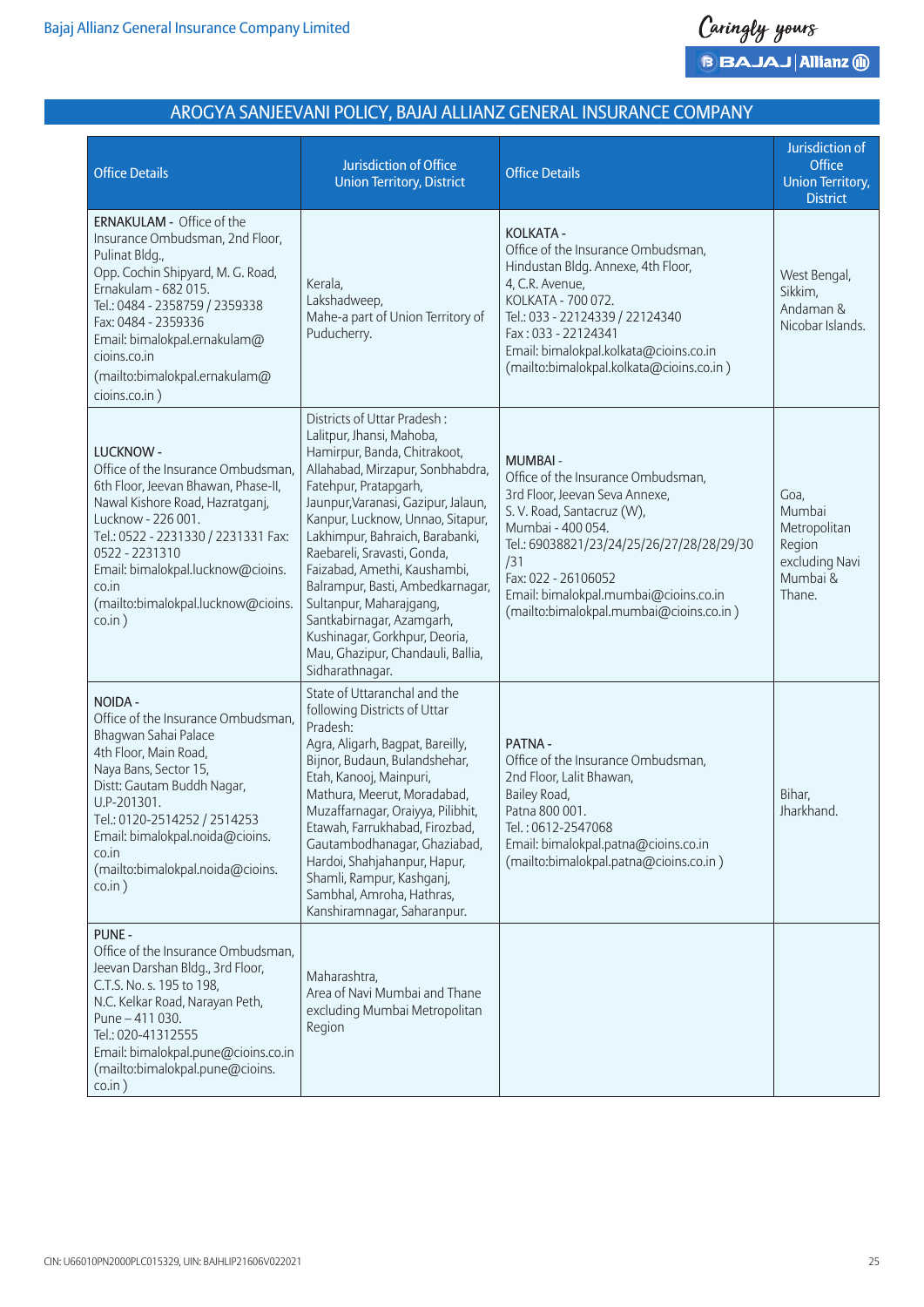## AROGYA SANJEEVANI POLICY, BAJAJ ALLIANZ GENERAL INSURANCE COMPANY

| Office Details | Jurisdiction of Office Union Territory, District | Office Details | Jurisdiction of Office Union Territory, District |
|---|---|---|---|
| **ERNAKULAM** - Office of the Insurance Ombudsman, 2nd Floor, Pulinat Bldg., Opp. Cochin Shipyard, M. G. Road, Ernakulam - 682 015. Tel.: 0484 - 2358759 / 2359338 Fax: 0484 - 2359336 Email: bimalokpal.ernakulam@cioins.co.in (mailto:bimalokpal.ernakulam@cioins.co.in ) | Kerala, Lakshadweep, Mahe-a part of Union Territory of Puducherry. | KOLKATA - Office of the Insurance Ombudsman, Hindustan Bldg. Annexe, 4th Floor, 4, C.R. Avenue, KOLKATA - 700 072. Tel.: 033 - 22124339 / 22124340 Fax : 033 - 22124341 Email: bimalokpal.kolkata@cioins.co.in (mailto:bimalokpal.kolkata@cioins.co.in ) | West Bengal, Sikkim, Andaman & Nicobar Islands. |
| LUCKNOW - Office of the Insurance Ombudsman, 6th Floor, Jeevan Bhawan, Phase-II, Nawal Kishore Road, Hazratganj, Lucknow - 226 001. Tel.: 0522 - 2231330 / 2231331 Fax: 0522 - 2231310 Email: bimalokpal.lucknow@cioins.co.in (mailto:bimalokpal.lucknow@cioins.co.in ) | Districts of Uttar Pradesh : Lalitpur, Jhansi, Mahoba, Hamirpur, Banda, Chitrakoot, Allahabad, Mirzapur, Sonbhabdra, Fatehpur, Pratapgarh, Jaunpur,Varanasi, Gazipur, Jalaun, Kanpur, Lucknow, Unnao, Sitapur, Lakhimpur, Bahraich, Barabanki, Raebareli, Sravasti, Gonda, Faizabad, Amethi, Kaushambi, Balrampur, Basti, Ambedkarnagar, Sultanpur, Maharajgang, Santkabirnagar, Azamgarh, Kushinagar, Gorkhpur, Deoria, Mau, Ghazipur, Chandauli, Ballia, Sidharathnagar. | MUMBAI - Office of the Insurance Ombudsman, 3rd Floor, Jeevan Seva Annexe, S. V. Road, Santacruz (W), Mumbai - 400 054. Tel.: 69038821/23/24/25/26/27/28/28/29/30/31 Fax: 022 - 26106052 Email: bimalokpal.mumbai@cioins.co.in (mailto:bimalokpal.mumbai@cioins.co.in ) | Goa, Mumbai Metropolitan Region excluding Navi Mumbai & Thane. |
| NOIDA - Office of the Insurance Ombudsman, Bhagwan Sahai Palace 4th Floor, Main Road, Naya Bans, Sector 15, Distt: Gautam Buddh Nagar, U.P-201301. Tel.: 0120-2514252 / 2514253 Email: bimalokpal.noida@cioins.co.in (mailto:bimalokpal.noida@cioins.co.in ) | State of Uttaranchal and the following Districts of Uttar Pradesh: Agra, Aligarh, Bagpat, Bareilly, Bijnor, Budaun, Bulandshehar, Etah, Kanooj, Mainpuri, Mathura, Meerut, Moradabad, Muzaffarnagar, Oraiyya, Pilibhit, Etawah, Farrukhabad, Firozbad, Gautambodhanagar, Ghaziabad, Hardoi, Shahjahanpur, Hapur, Shamli, Rampur, Kashganj, Sambhal, Amroha, Hathras, Kanshiramnagar, Saharanpur. | PATNA - Office of the Insurance Ombudsman, 2nd Floor, Lalit Bhawan, Bailey Road, Patna 800 001. Tel. : 0612-2547068 Email: bimalokpal.patna@cioins.co.in (mailto:bimalokpal.patna@cioins.co.in ) | Bihar, Jharkhand. |
| PUNE - Office of the Insurance Ombudsman, Jeevan Darshan Bldg., 3rd Floor, C.T.S. No. s. 195 to 198, N.C. Kelkar Road, Narayan Peth, Pune – 411 030. Tel.: 020-41312555 Email: bimalokpal.pune@cioins.co.in (mailto:bimalokpal.pune@cioins.co.in ) | Maharashtra, Area of Navi Mumbai and Thane excluding Mumbai Metropolitan Region | | |